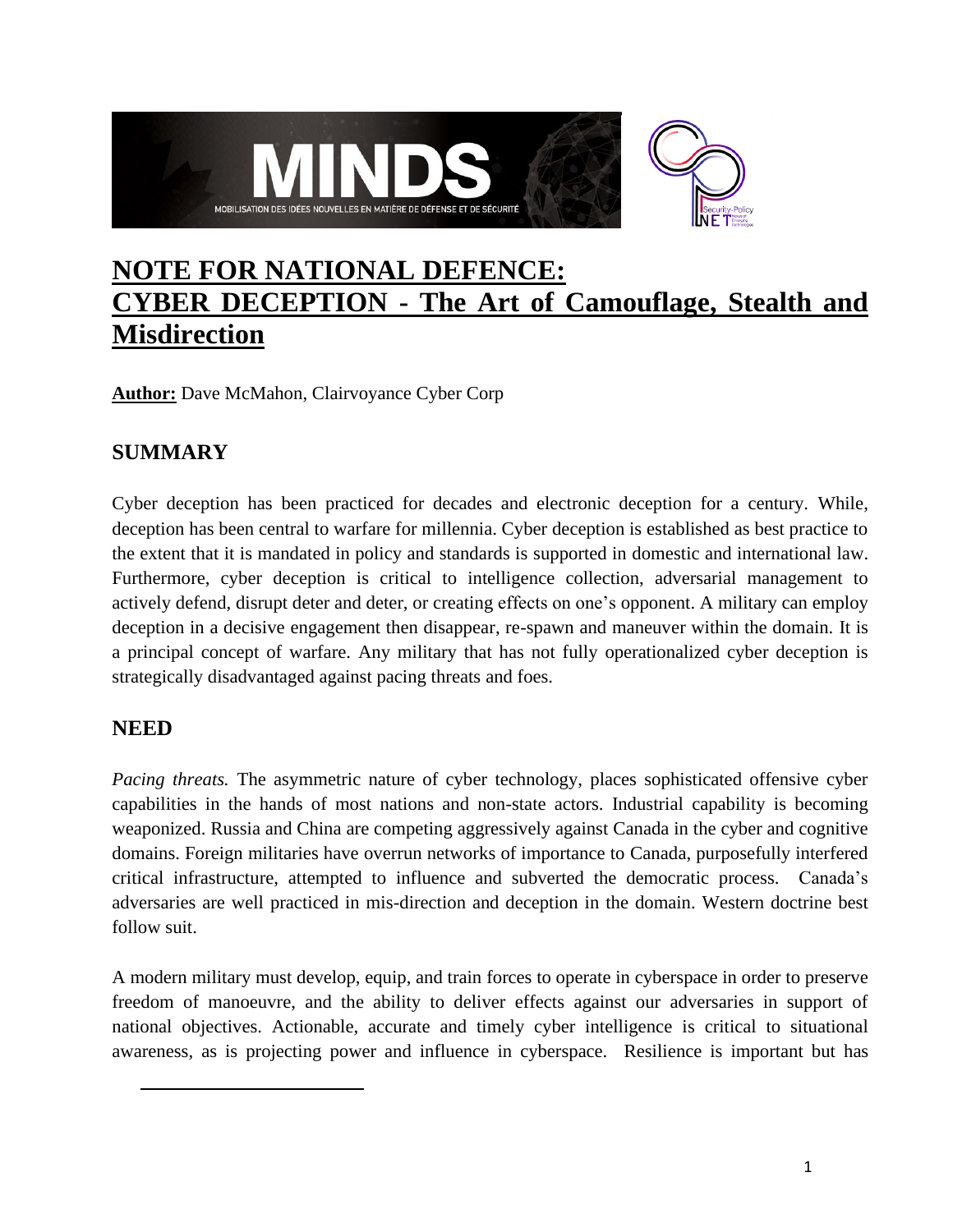# NOTE FOR NATIONAL DEFENCE: CYBER DECEPTION - The Art of Camouflage, Stealth and Misdirection

**Author:** Dave McMahon, Clairvoyance Cyber Corp

## SUMMARY

Cyber deception has been practiced for decades and electronic deception for a century. While, deception has been central to warfare for millennia. Cyber deception is established as best practice to the extent that it is mandated in policy and standards is supported in domestic and international law. Furthermore, cyber deception is critical to intelligence collection, adversarial management to actively defend, disrupt deter and deter, or creating effects on one's opponent. A military can employ deception in a decisive engagement then disappear, re-spawn and maneuver within the domain. It is a principal concept of warfare. Any military that has not fully operationalized cyber deception is strategically disadvantaged against pacing threats and foes.

## NEED

*Pacing threats.* The asymmetric nature of cyber technology, places sophisticated offensive cyber capabilities in the hands of most nations and non-state actors. Industrial capability is becoming weaponized. Russia and China are competing aggressively against Canada in the cyber and cognitive domains. Foreign militaries have overrun networks of importance to Canada, purposefully interfered critical infrastructure, attempted to influence and subverted the democratic process. Canada's adversaries are well practiced in mis-direction and deception in the domain. Western doctrine best follow suit.

A modern military must develop, equip, and train forces to operate in cyberspace in order to preserve freedom of manoeuvre, and the ability to deliver effects against our adversaries in support of national objectives. Actionable, accurate and timely cyber intelligence is critical to situational awareness, as is projecting power and influence in cyberspace. Resilience is important but has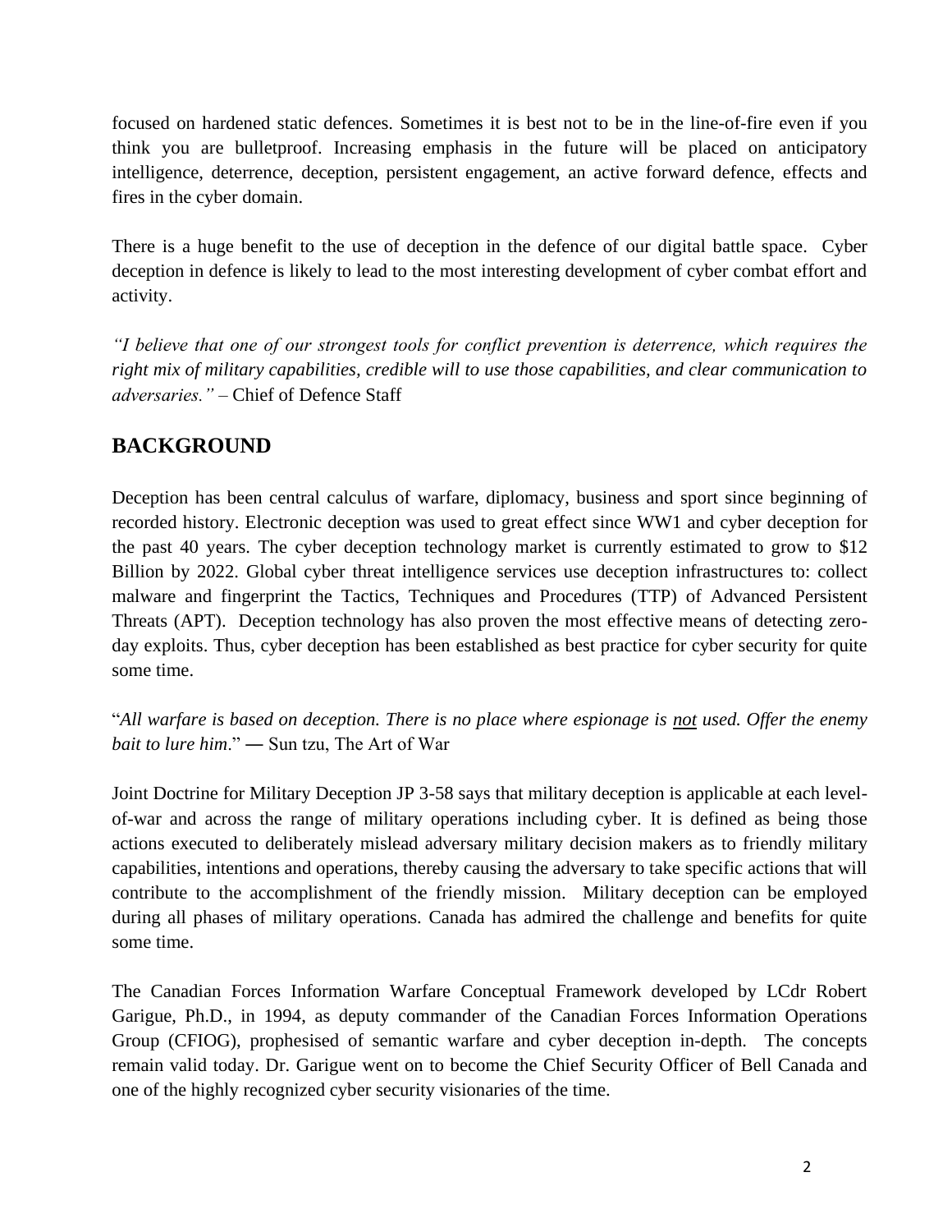focused on hardened static defences. Sometimes it is best not to be in the line-of-fire even if you think you are bulletproof. Increasing emphasis in the future will be placed on anticipatory intelligence, deterrence, deception, persistent engagement, an active forward defence, effects and fires in the cyber domain.

There is a huge benefit to the use of deception in the defence of our digital battle space. Cyber deception in defence is likely to lead to the most interesting development of cyber combat effort and activity.

*"I believe that one of our strongest tools for conflict prevention is deterrence, which requires the right mix of military capabilities, credible will to use those capabilities, and clear communication to adversaries."* – Chief of Defence Staff

## BACKGROUND

Deception has been central calculus of warfare, diplomacy, business and sport since beginning of recorded history. Electronic deception was used to great effect since WW1 and cyber deception for the past 40 years. The cyber deception technology market is currently estimated to grow to $12 Billion by 2022. Global cyber threat intelligence services use deception infrastructures to: collect malware and fingerprint the Tactics, Techniques and Procedures (TTP) of Advanced Persistent Threats (APT). Deception technology has also proven the most effective means of detecting zero-day exploits. Thus, cyber deception has been established as best practice for cyber security for quite some time.

"*All warfare is based on deception. There is no place where espionage is <u>not</u> used. Offer the enemy bait to lure him*." ― Sun tzu, The Art of War

Joint Doctrine for Military Deception JP 3-58 says that military deception is applicable at each level-of-war and across the range of military operations including cyber. It is defined as being those actions executed to deliberately mislead adversary military decision makers as to friendly military capabilities, intentions and operations, thereby causing the adversary to take specific actions that will contribute to the accomplishment of the friendly mission. Military deception can be employed during all phases of military operations. Canada has admired the challenge and benefits for quite some time.

The Canadian Forces Information Warfare Conceptual Framework developed by LCdr Robert Garigue, Ph.D., in 1994, as deputy commander of the Canadian Forces Information Operations Group (CFIOG), prophesised of semantic warfare and cyber deception in-depth. The concepts remain valid today. Dr. Garigue went on to become the Chief Security Officer of Bell Canada and one of the highly recognized cyber security visionaries of the time.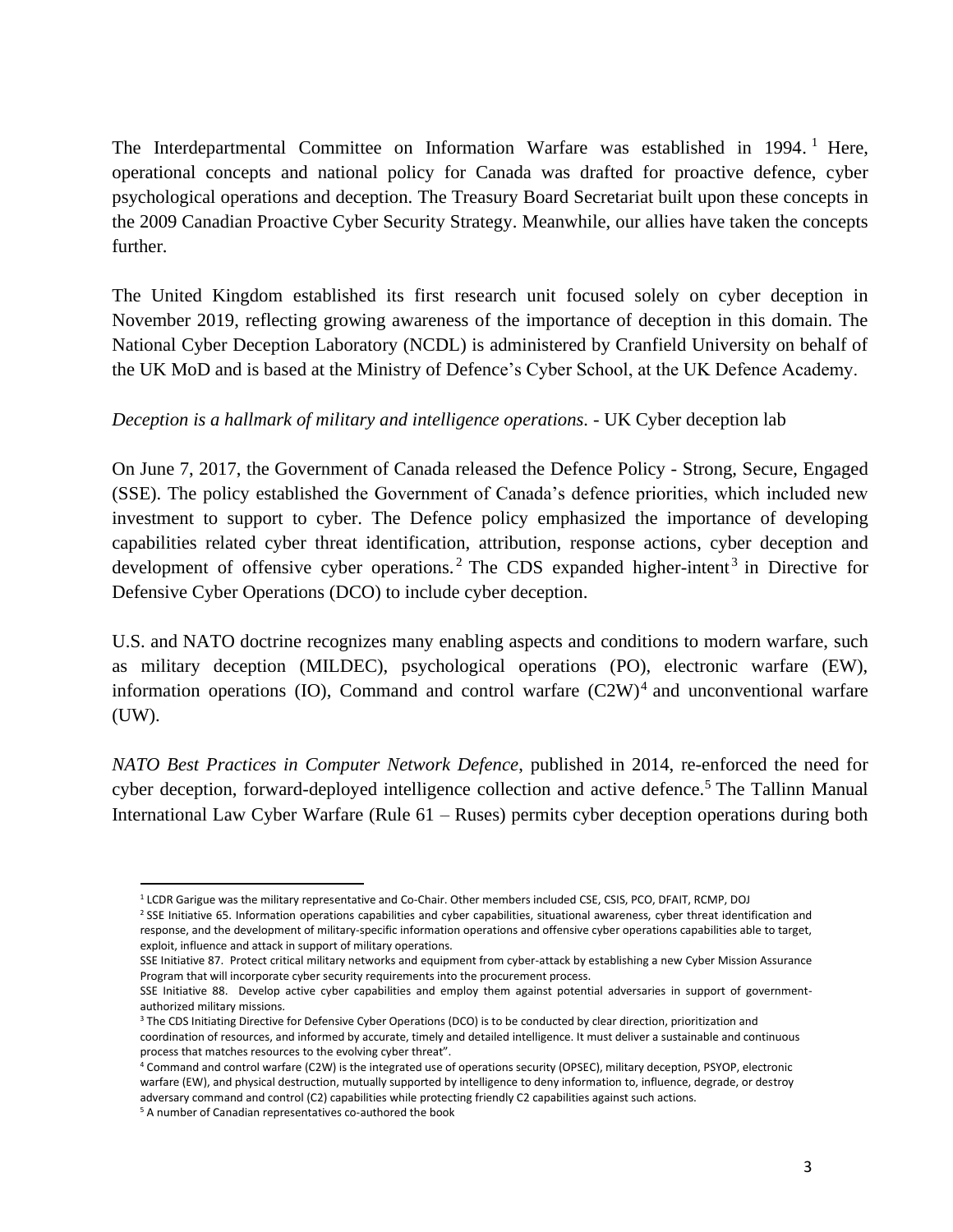The Interdepartmental Committee on Information Warfare was established in 1994.[1] Here, operational concepts and national policy for Canada was drafted for proactive defence, cyber psychological operations and deception. The Treasury Board Secretariat built upon these concepts in the 2009 Canadian Proactive Cyber Security Strategy. Meanwhile, our allies have taken the concepts further.

The United Kingdom established its first research unit focused solely on cyber deception in November 2019, reflecting growing awareness of the importance of deception in this domain. The National Cyber Deception Laboratory (NCDL) is administered by Cranfield University on behalf of the UK MoD and is based at the Ministry of Defence's Cyber School, at the UK Defence Academy.

*Deception is a hallmark of military and intelligence operations.* - UK Cyber deception lab

On June 7, 2017, the Government of Canada released the Defence Policy - Strong, Secure, Engaged (SSE). The policy established the Government of Canada's defence priorities, which included new investment to support to cyber. The Defence policy emphasized the importance of developing capabilities related cyber threat identification, attribution, response actions, cyber deception and development of offensive cyber operations.[2] The CDS expanded higher-intent[3] in Directive for Defensive Cyber Operations (DCO) to include cyber deception.

U.S. and NATO doctrine recognizes many enabling aspects and conditions to modern warfare, such as military deception (MILDEC), psychological operations (PO), electronic warfare (EW), information operations (IO), Command and control warfare (C2W)[4] and unconventional warfare (UW).

*NATO Best Practices in Computer Network Defence*, published in 2014, re-enforced the need for cyber deception, forward-deployed intelligence collection and active defence.[5] The Tallinn Manual International Law Cyber Warfare (Rule 61 – Ruses) permits cyber deception operations during both

---

[1] LCDR Garigue was the military representative and Co-Chair. Other members included CSE, CSIS, PCO, DFAIT, RCMP, DOJ

[2] SSE Initiative 65. Information operations capabilities and cyber capabilities, situational awareness, cyber threat identification and response, and the development of military-specific information operations and offensive cyber operations capabilities able to target, exploit, influence and attack in support of military operations.
SSE Initiative 87. Protect critical military networks and equipment from cyber-attack by establishing a new Cyber Mission Assurance Program that will incorporate cyber security requirements into the procurement process.
SSE Initiative 88. Develop active cyber capabilities and employ them against potential adversaries in support of government-authorized military missions.

[3] The CDS Initiating Directive for Defensive Cyber Operations (DCO) is to be conducted by clear direction, prioritization and coordination of resources, and informed by accurate, timely and detailed intelligence. It must deliver a sustainable and continuous process that matches resources to the evolving cyber threat".

[4] Command and control warfare (C2W) is the integrated use of operations security (OPSEC), military deception, PSYOP, electronic warfare (EW), and physical destruction, mutually supported by intelligence to deny information to, influence, degrade, or destroy adversary command and control (C2) capabilities while protecting friendly C2 capabilities against such actions.

[5] A number of Canadian representatives co-authored the book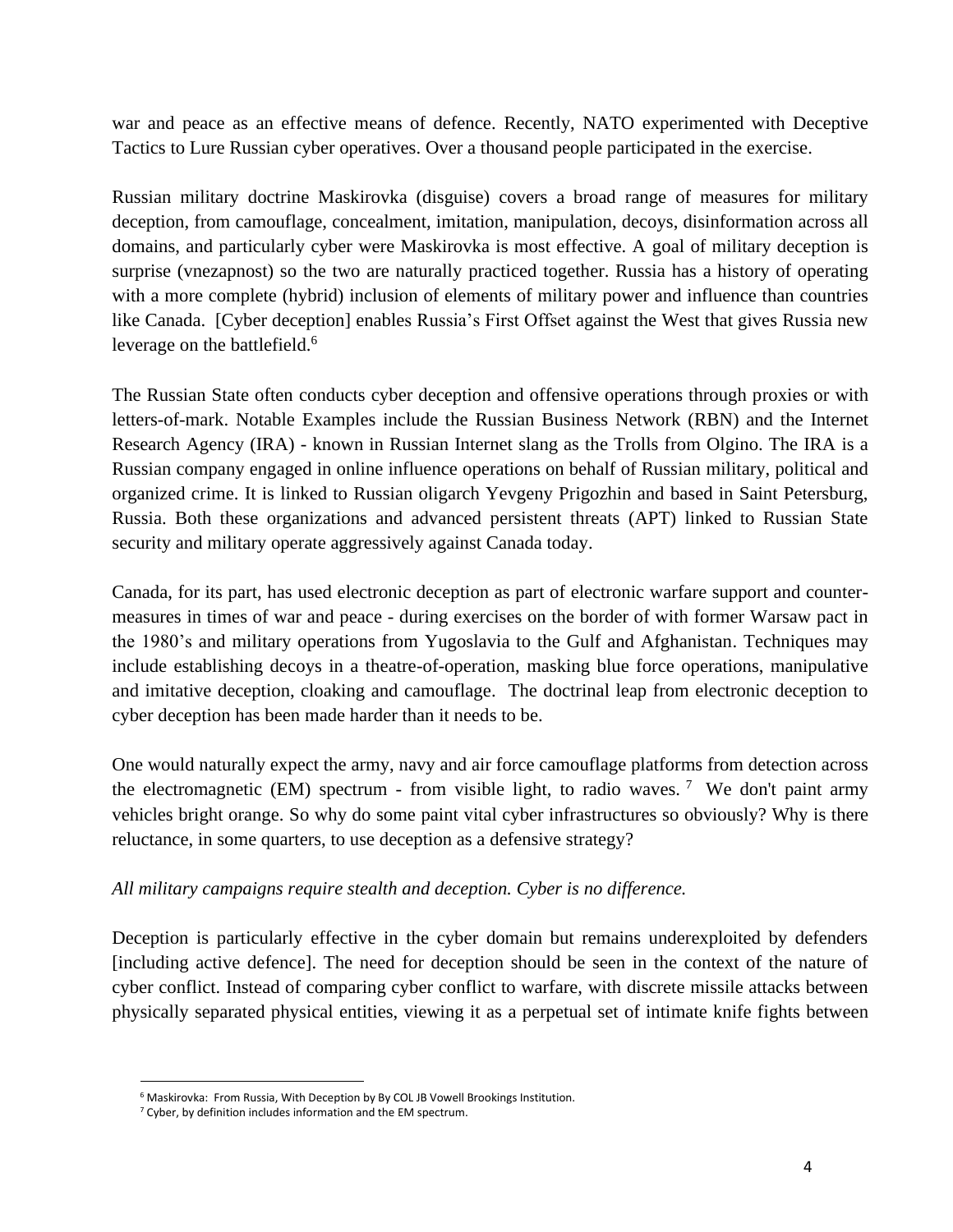war and peace as an effective means of defence. Recently, NATO experimented with Deceptive Tactics to Lure Russian cyber operatives. Over a thousand people participated in the exercise.

Russian military doctrine Maskirovka (disguise) covers a broad range of measures for military deception, from camouflage, concealment, imitation, manipulation, decoys, disinformation across all domains, and particularly cyber were Maskirovka is most effective. A goal of military deception is surprise (vnezapnost) so the two are naturally practiced together. Russia has a history of operating with a more complete (hybrid) inclusion of elements of military power and influence than countries like Canada. [Cyber deception] enables Russia's First Offset against the West that gives Russia new leverage on the battlefield.[6]

The Russian State often conducts cyber deception and offensive operations through proxies or with letters-of-mark. Notable Examples include the Russian Business Network (RBN) and the Internet Research Agency (IRA) - known in Russian Internet slang as the Trolls from Olgino. The IRA is a Russian company engaged in online influence operations on behalf of Russian military, political and organized crime. It is linked to Russian oligarch Yevgeny Prigozhin and based in Saint Petersburg, Russia. Both these organizations and advanced persistent threats (APT) linked to Russian State security and military operate aggressively against Canada today.

Canada, for its part, has used electronic deception as part of electronic warfare support and counter-measures in times of war and peace - during exercises on the border of with former Warsaw pact in the 1980's and military operations from Yugoslavia to the Gulf and Afghanistan. Techniques may include establishing decoys in a theatre-of-operation, masking blue force operations, manipulative and imitative deception, cloaking and camouflage. The doctrinal leap from electronic deception to cyber deception has been made harder than it needs to be.

One would naturally expect the army, navy and air force camouflage platforms from detection across the electromagnetic (EM) spectrum - from visible light, to radio waves.[7] We don't paint army vehicles bright orange. So why do some paint vital cyber infrastructures so obviously? Why is there reluctance, in some quarters, to use deception as a defensive strategy?

*All military campaigns require stealth and deception. Cyber is no difference.*

Deception is particularly effective in the cyber domain but remains underexploited by defenders [including active defence]. The need for deception should be seen in the context of the nature of cyber conflict. Instead of comparing cyber conflict to warfare, with discrete missile attacks between physically separated physical entities, viewing it as a perpetual set of intimate knife fights between

---

[6] Maskirovka: From Russia, With Deception by By COL JB Vowell Brookings Institution.

[7] Cyber, by definition includes information and the EM spectrum.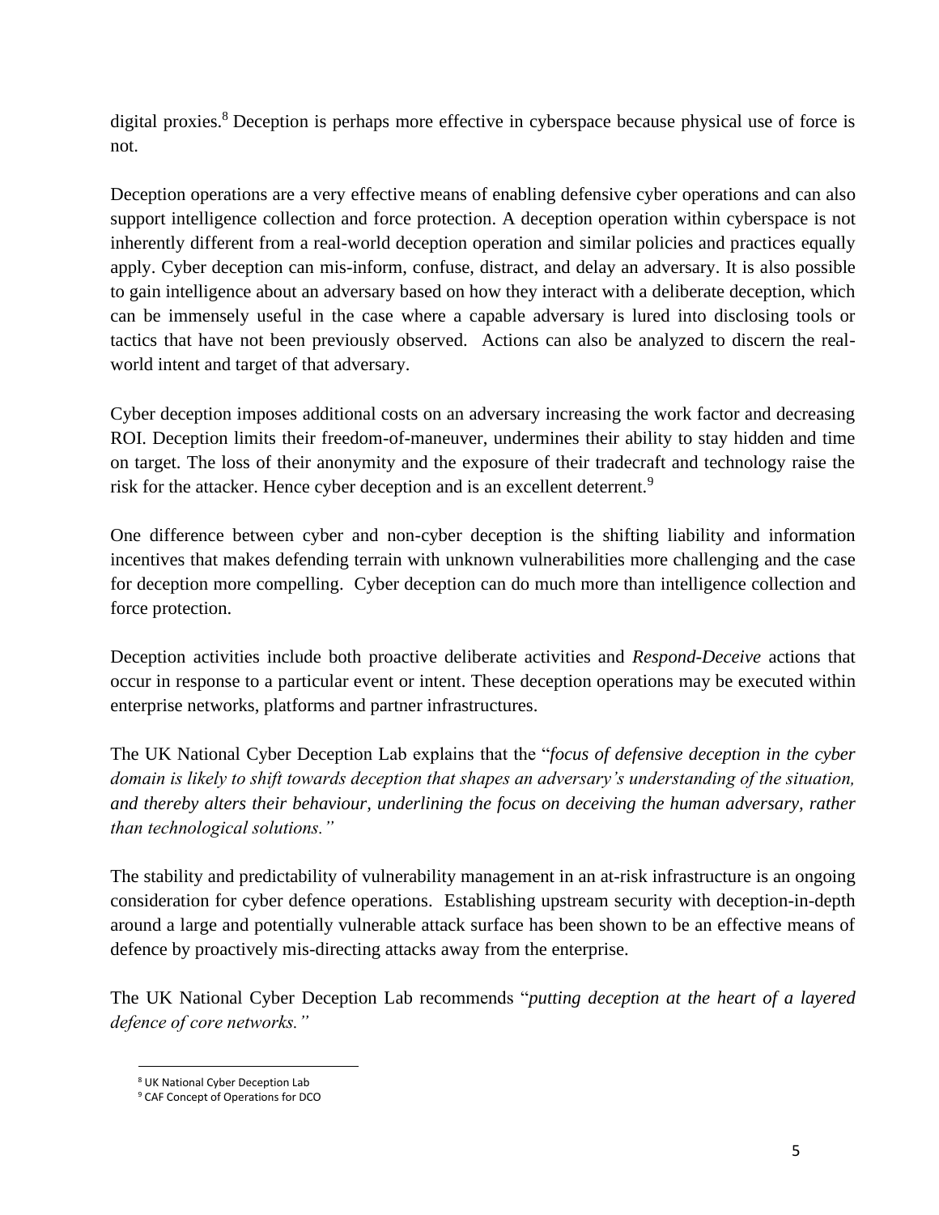digital proxies.[8] Deception is perhaps more effective in cyberspace because physical use of force is not.

Deception operations are a very effective means of enabling defensive cyber operations and can also support intelligence collection and force protection. A deception operation within cyberspace is not inherently different from a real-world deception operation and similar policies and practices equally apply. Cyber deception can mis-inform, confuse, distract, and delay an adversary. It is also possible to gain intelligence about an adversary based on how they interact with a deliberate deception, which can be immensely useful in the case where a capable adversary is lured into disclosing tools or tactics that have not been previously observed. Actions can also be analyzed to discern the real-world intent and target of that adversary.

Cyber deception imposes additional costs on an adversary increasing the work factor and decreasing ROI. Deception limits their freedom-of-maneuver, undermines their ability to stay hidden and time on target. The loss of their anonymity and the exposure of their tradecraft and technology raise the risk for the attacker. Hence cyber deception and is an excellent deterrent.[9]

One difference between cyber and non-cyber deception is the shifting liability and information incentives that makes defending terrain with unknown vulnerabilities more challenging and the case for deception more compelling. Cyber deception can do much more than intelligence collection and force protection.

Deception activities include both proactive deliberate activities and *Respond-Deceive* actions that occur in response to a particular event or intent. These deception operations may be executed within enterprise networks, platforms and partner infrastructures.

The UK National Cyber Deception Lab explains that the "*focus of defensive deception in the cyber domain is likely to shift towards deception that shapes an adversary's understanding of the situation, and thereby alters their behaviour, underlining the focus on deceiving the human adversary, rather than technological solutions."*

The stability and predictability of vulnerability management in an at-risk infrastructure is an ongoing consideration for cyber defence operations. Establishing upstream security with deception-in-depth around a large and potentially vulnerable attack surface has been shown to be an effective means of defence by proactively mis-directing attacks away from the enterprise.

The UK National Cyber Deception Lab recommends "*putting deception at the heart of a layered defence of core networks."*

---

[8] UK National Cyber Deception Lab

[9] CAF Concept of Operations for DCO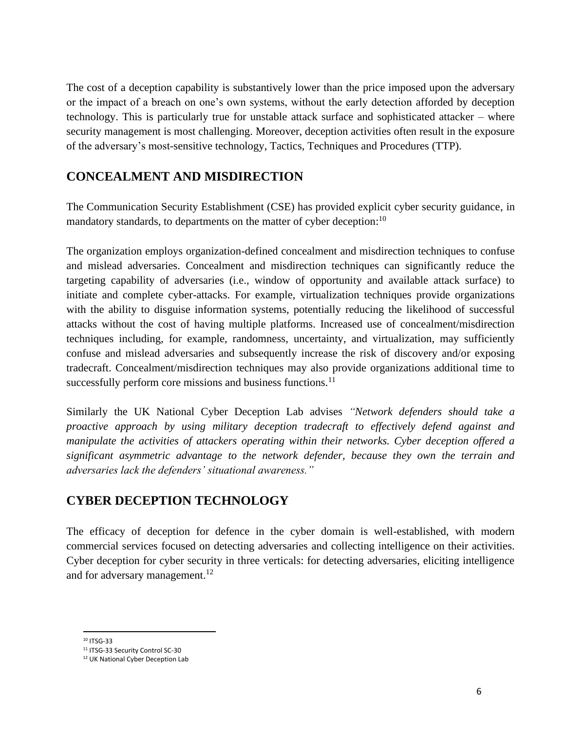The cost of a deception capability is substantively lower than the price imposed upon the adversary or the impact of a breach on one's own systems, without the early detection afforded by deception technology. This is particularly true for unstable attack surface and sophisticated attacker – where security management is most challenging. Moreover, deception activities often result in the exposure of the adversary's most-sensitive technology, Tactics, Techniques and Procedures (TTP).

## CONCEALMENT AND MISDIRECTION

The Communication Security Establishment (CSE) has provided explicit cyber security guidance, in mandatory standards, to departments on the matter of cyber deception:[10]

The organization employs organization-defined concealment and misdirection techniques to confuse and mislead adversaries. Concealment and misdirection techniques can significantly reduce the targeting capability of adversaries (i.e., window of opportunity and available attack surface) to initiate and complete cyber-attacks. For example, virtualization techniques provide organizations with the ability to disguise information systems, potentially reducing the likelihood of successful attacks without the cost of having multiple platforms. Increased use of concealment/misdirection techniques including, for example, randomness, uncertainty, and virtualization, may sufficiently confuse and mislead adversaries and subsequently increase the risk of discovery and/or exposing tradecraft. Concealment/misdirection techniques may also provide organizations additional time to successfully perform core missions and business functions.[11]

Similarly the UK National Cyber Deception Lab advises *"Network defenders should take a proactive approach by using military deception tradecraft to effectively defend against and manipulate the activities of attackers operating within their networks. Cyber deception offered a significant asymmetric advantage to the network defender, because they own the terrain and adversaries lack the defenders' situational awareness."*

## CYBER DECEPTION TECHNOLOGY

The efficacy of deception for defence in the cyber domain is well-established, with modern commercial services focused on detecting adversaries and collecting intelligence on their activities. Cyber deception for cyber security in three verticals: for detecting adversaries, eliciting intelligence and for adversary management.[12]

---

[10] ITSG-33

[11] ITSG-33 Security Control SC-30

[12] UK National Cyber Deception Lab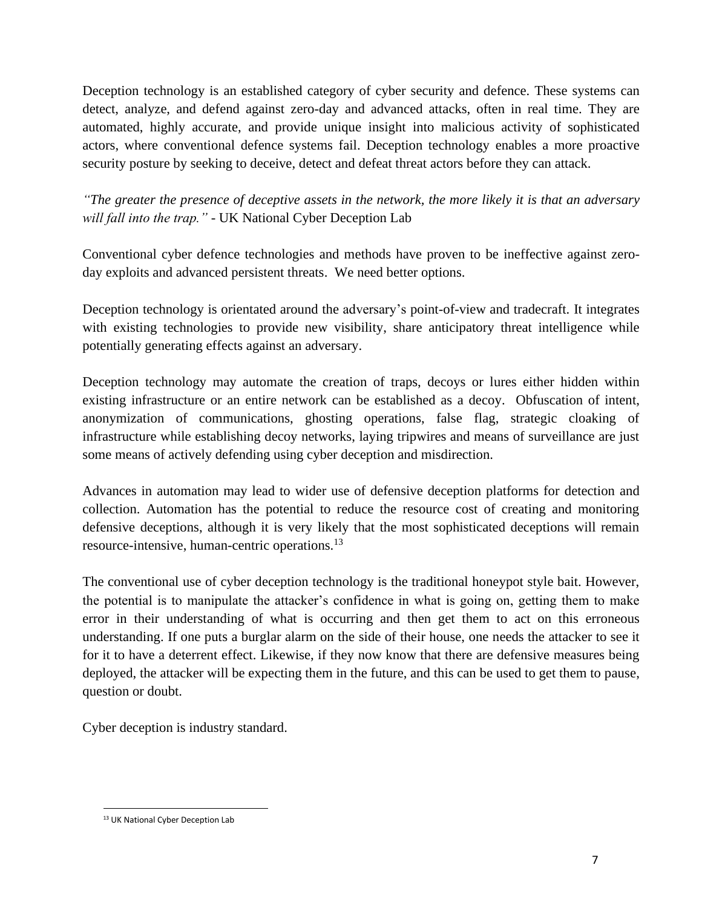Deception technology is an established category of cyber security and defence. These systems can detect, analyze, and defend against zero-day and advanced attacks, often in real time. They are automated, highly accurate, and provide unique insight into malicious activity of sophisticated actors, where conventional defence systems fail. Deception technology enables a more proactive security posture by seeking to deceive, detect and defeat threat actors before they can attack.

*"The greater the presence of deceptive assets in the network, the more likely it is that an adversary will fall into the trap."* - UK National Cyber Deception Lab

Conventional cyber defence technologies and methods have proven to be ineffective against zero-day exploits and advanced persistent threats. We need better options.

Deception technology is orientated around the adversary's point-of-view and tradecraft. It integrates with existing technologies to provide new visibility, share anticipatory threat intelligence while potentially generating effects against an adversary.

Deception technology may automate the creation of traps, decoys or lures either hidden within existing infrastructure or an entire network can be established as a decoy. Obfuscation of intent, anonymization of communications, ghosting operations, false flag, strategic cloaking of infrastructure while establishing decoy networks, laying tripwires and means of surveillance are just some means of actively defending using cyber deception and misdirection.

Advances in automation may lead to wider use of defensive deception platforms for detection and collection. Automation has the potential to reduce the resource cost of creating and monitoring defensive deceptions, although it is very likely that the most sophisticated deceptions will remain resource-intensive, human-centric operations.[13]

The conventional use of cyber deception technology is the traditional honeypot style bait. However, the potential is to manipulate the attacker's confidence in what is going on, getting them to make error in their understanding of what is occurring and then get them to act on this erroneous understanding. If one puts a burglar alarm on the side of their house, one needs the attacker to see it for it to have a deterrent effect. Likewise, if they now know that there are defensive measures being deployed, the attacker will be expecting them in the future, and this can be used to get them to pause, question or doubt.

Cyber deception is industry standard.

---

[13] UK National Cyber Deception Lab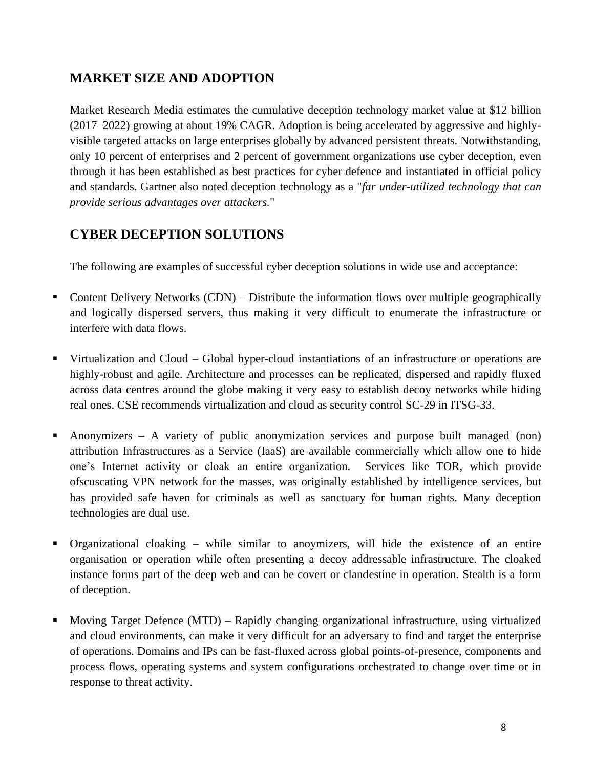## MARKET SIZE AND ADOPTION

Market Research Media estimates the cumulative deception technology market value at $12 billion (2017–2022) growing at about 19% CAGR. Adoption is being accelerated by aggressive and highly-visible targeted attacks on large enterprises globally by advanced persistent threats. Notwithstanding, only 10 percent of enterprises and 2 percent of government organizations use cyber deception, even through it has been established as best practices for cyber defence and instantiated in official policy and standards. Gartner also noted deception technology as a "*far under-utilized technology that can provide serious advantages over attackers.*"

## CYBER DECEPTION SOLUTIONS

The following are examples of successful cyber deception solutions in wide use and acceptance:

- Content Delivery Networks (CDN) – Distribute the information flows over multiple geographically and logically dispersed servers, thus making it very difficult to enumerate the infrastructure or interfere with data flows.

- Virtualization and Cloud – Global hyper-cloud instantiations of an infrastructure or operations are highly-robust and agile. Architecture and processes can be replicated, dispersed and rapidly fluxed across data centres around the globe making it very easy to establish decoy networks while hiding real ones. CSE recommends virtualization and cloud as security control SC-29 in ITSG-33.

- Anonymizers – A variety of public anonymization services and purpose built managed (non) attribution Infrastructures as a Service (IaaS) are available commercially which allow one to hide one's Internet activity or cloak an entire organization. Services like TOR, which provide ofscuscating VPN network for the masses, was originally established by intelligence services, but has provided safe haven for criminals as well as sanctuary for human rights. Many deception technologies are dual use.

- Organizational cloaking – while similar to anoymizers, will hide the existence of an entire organisation or operation while often presenting a decoy addressable infrastructure. The cloaked instance forms part of the deep web and can be covert or clandestine in operation. Stealth is a form of deception.

- Moving Target Defence (MTD) – Rapidly changing organizational infrastructure, using virtualized and cloud environments, can make it very difficult for an adversary to find and target the enterprise of operations. Domains and IPs can be fast-fluxed across global points-of-presence, components and process flows, operating systems and system configurations orchestrated to change over time or in response to threat activity.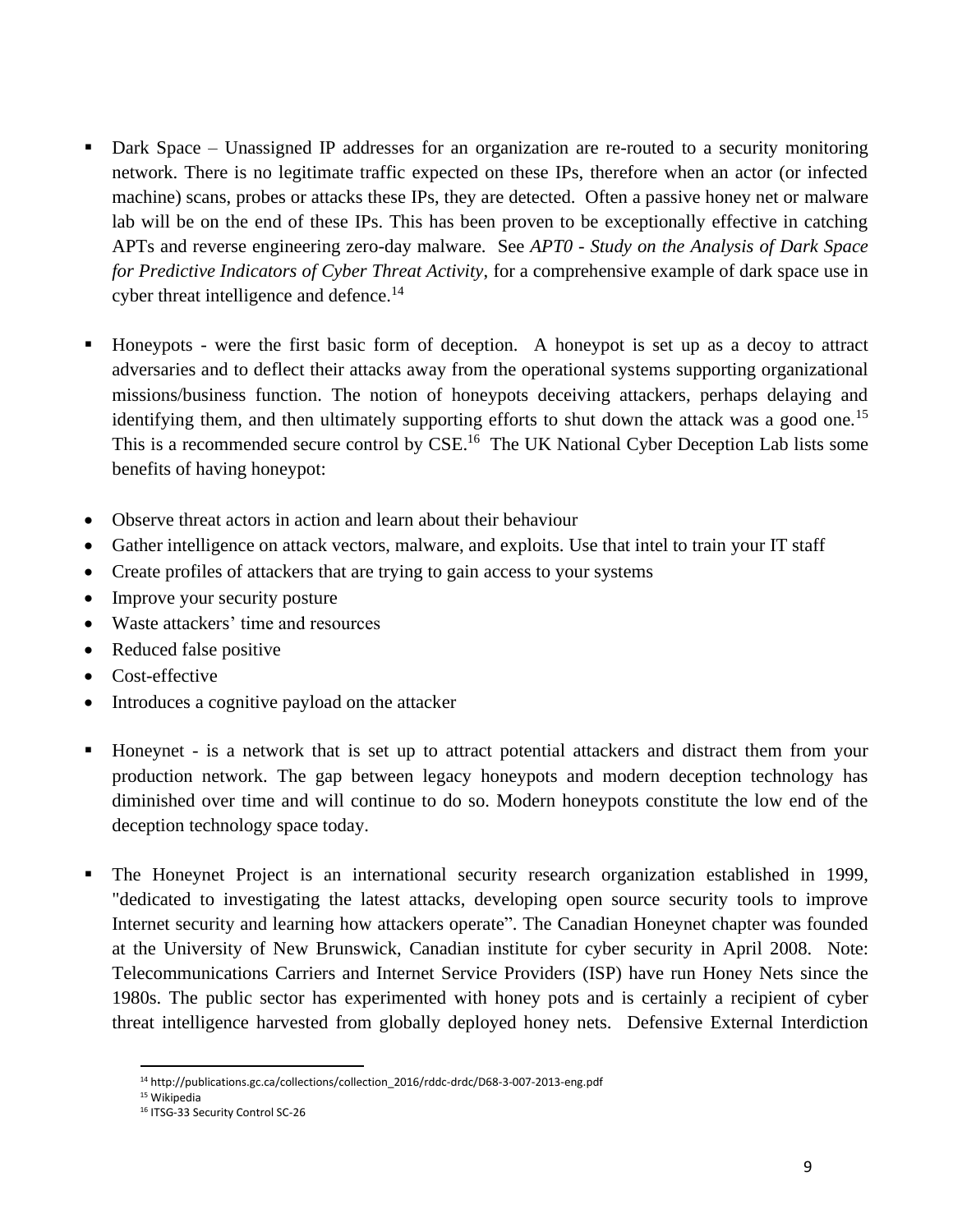- Dark Space – Unassigned IP addresses for an organization are re-routed to a security monitoring network. There is no legitimate traffic expected on these IPs, therefore when an actor (or infected machine) scans, probes or attacks these IPs, they are detected. Often a passive honey net or malware lab will be on the end of these IPs. This has been proven to be exceptionally effective in catching APTs and reverse engineering zero-day malware. See *APT0 - Study on the Analysis of Dark Space for Predictive Indicators of Cyber Threat Activity*, for a comprehensive example of dark space use in cyber threat intelligence and defence.[14]

- Honeypots - were the first basic form of deception. A honeypot is set up as a decoy to attract adversaries and to deflect their attacks away from the operational systems supporting organizational missions/business function. The notion of honeypots deceiving attackers, perhaps delaying and identifying them, and then ultimately supporting efforts to shut down the attack was a good one.[15] This is a recommended secure control by CSE.[16] The UK National Cyber Deception Lab lists some benefits of having honeypot:

- Observe threat actors in action and learn about their behaviour
- Gather intelligence on attack vectors, malware, and exploits. Use that intel to train your IT staff
- Create profiles of attackers that are trying to gain access to your systems
- Improve your security posture
- Waste attackers' time and resources
- Reduced false positive
- Cost-effective
- Introduces a cognitive payload on the attacker

- Honeynet - is a network that is set up to attract potential attackers and distract them from your production network. The gap between legacy honeypots and modern deception technology has diminished over time and will continue to do so. Modern honeypots constitute the low end of the deception technology space today.

- The Honeynet Project is an international security research organization established in 1999, "dedicated to investigating the latest attacks, developing open source security tools to improve Internet security and learning how attackers operate". The Canadian Honeynet chapter was founded at the University of New Brunswick, Canadian institute for cyber security in April 2008. Note: Telecommunications Carriers and Internet Service Providers (ISP) have run Honey Nets since the 1980s. The public sector has experimented with honey pots and is certainly a recipient of cyber threat intelligence harvested from globally deployed honey nets. Defensive External Interdiction

---

[14] http://publications.gc.ca/collections/collection_2016/rddc-drdc/D68-3-007-2013-eng.pdf

[15] Wikipedia

[16] ITSG-33 Security Control SC-26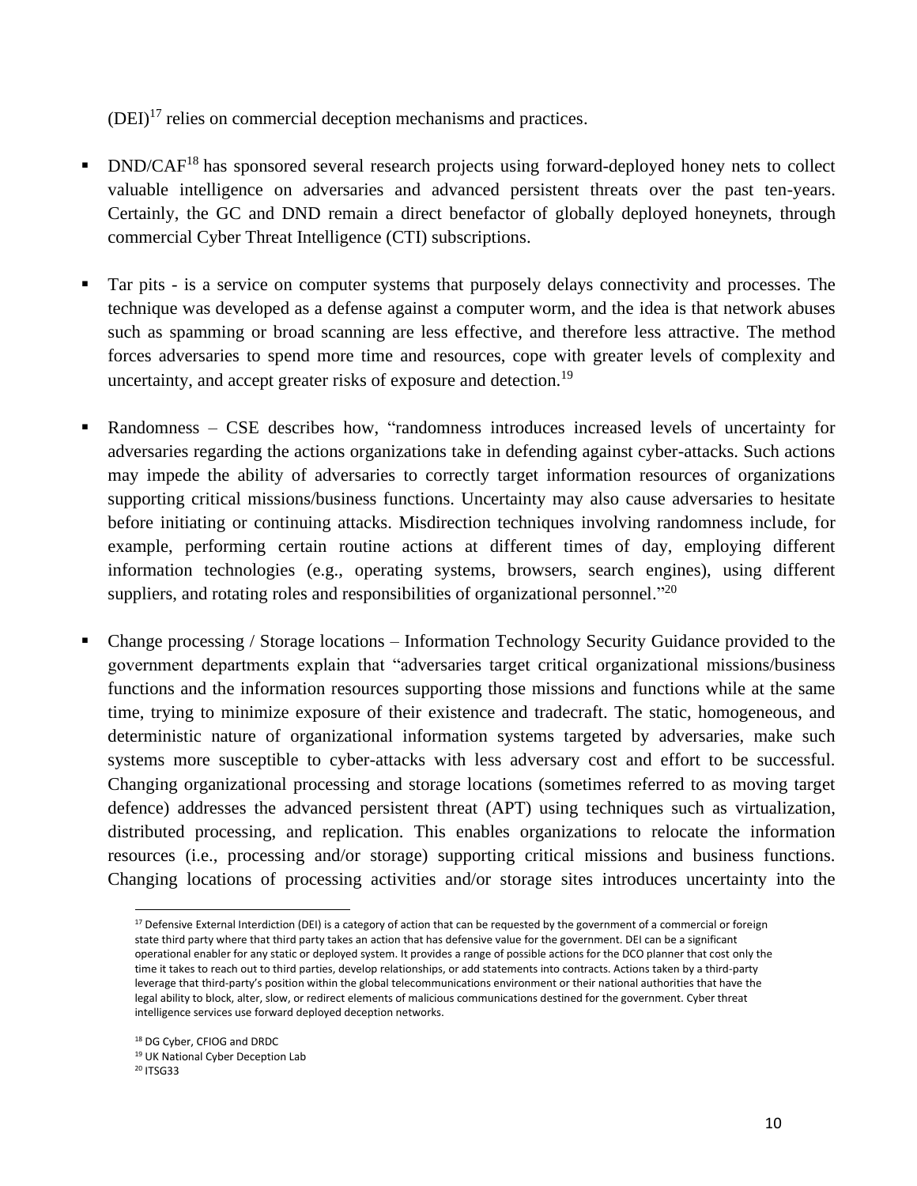(DEI)[17] relies on commercial deception mechanisms and practices.

- DND/CAF[18] has sponsored several research projects using forward-deployed honey nets to collect valuable intelligence on adversaries and advanced persistent threats over the past ten-years. Certainly, the GC and DND remain a direct benefactor of globally deployed honeynets, through commercial Cyber Threat Intelligence (CTI) subscriptions.

- Tar pits - is a service on computer systems that purposely delays connectivity and processes. The technique was developed as a defense against a computer worm, and the idea is that network abuses such as spamming or broad scanning are less effective, and therefore less attractive. The method forces adversaries to spend more time and resources, cope with greater levels of complexity and uncertainty, and accept greater risks of exposure and detection.[19]

- Randomness – CSE describes how, "randomness introduces increased levels of uncertainty for adversaries regarding the actions organizations take in defending against cyber-attacks. Such actions may impede the ability of adversaries to correctly target information resources of organizations supporting critical missions/business functions. Uncertainty may also cause adversaries to hesitate before initiating or continuing attacks. Misdirection techniques involving randomness include, for example, performing certain routine actions at different times of day, employing different information technologies (e.g., operating systems, browsers, search engines), using different suppliers, and rotating roles and responsibilities of organizational personnel."[20]

- Change processing / Storage locations – Information Technology Security Guidance provided to the government departments explain that "adversaries target critical organizational missions/business functions and the information resources supporting those missions and functions while at the same time, trying to minimize exposure of their existence and tradecraft. The static, homogeneous, and deterministic nature of organizational information systems targeted by adversaries, make such systems more susceptible to cyber-attacks with less adversary cost and effort to be successful. Changing organizational processing and storage locations (sometimes referred to as moving target defence) addresses the advanced persistent threat (APT) using techniques such as virtualization, distributed processing, and replication. This enables organizations to relocate the information resources (i.e., processing and/or storage) supporting critical missions and business functions. Changing locations of processing activities and/or storage sites introduces uncertainty into the

---

[17] Defensive External Interdiction (DEI) is a category of action that can be requested by the government of a commercial or foreign state third party where that third party takes an action that has defensive value for the government. DEI can be a significant operational enabler for any static or deployed system. It provides a range of possible actions for the DCO planner that cost only the time it takes to reach out to third parties, develop relationships, or add statements into contracts. Actions taken by a third-party leverage that third-party's position within the global telecommunications environment or their national authorities that have the legal ability to block, alter, slow, or redirect elements of malicious communications destined for the government. Cyber threat intelligence services use forward deployed deception networks.

[18] DG Cyber, CFIOG and DRDC

[19] UK National Cyber Deception Lab

[20] ITSG33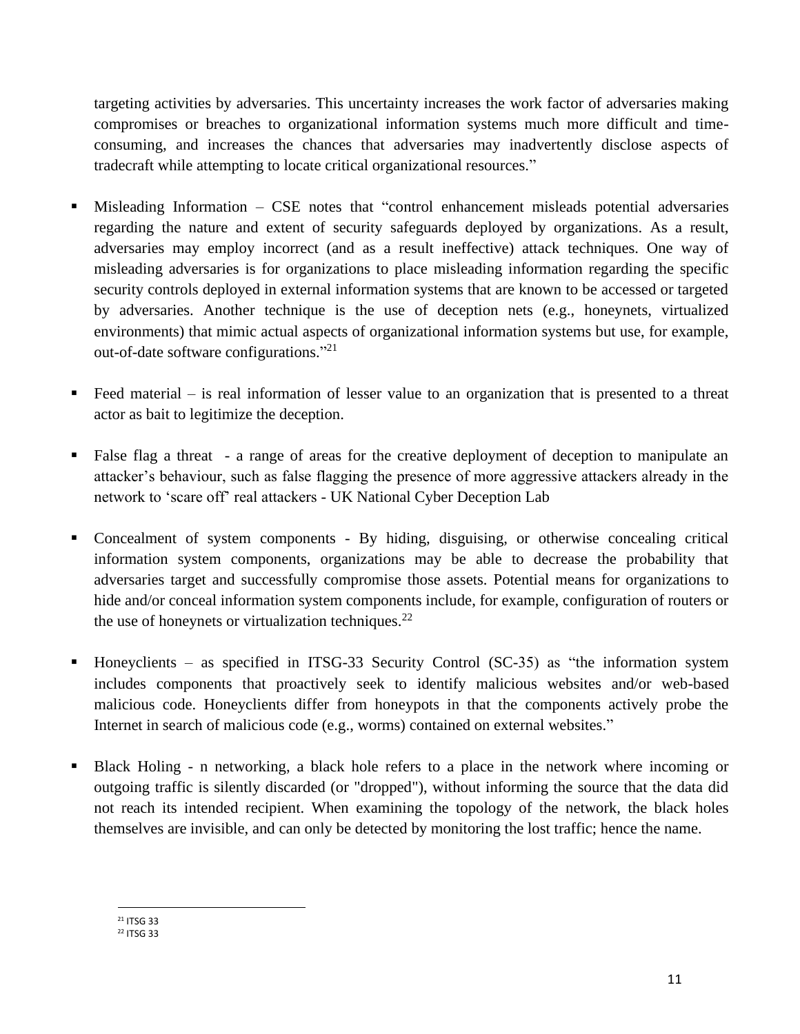targeting activities by adversaries. This uncertainty increases the work factor of adversaries making compromises or breaches to organizational information systems much more difficult and time-consuming, and increases the chances that adversaries may inadvertently disclose aspects of tradecraft while attempting to locate critical organizational resources."

- Misleading Information – CSE notes that "control enhancement misleads potential adversaries regarding the nature and extent of security safeguards deployed by organizations. As a result, adversaries may employ incorrect (and as a result ineffective) attack techniques. One way of misleading adversaries is for organizations to place misleading information regarding the specific security controls deployed in external information systems that are known to be accessed or targeted by adversaries. Another technique is the use of deception nets (e.g., honeynets, virtualized environments) that mimic actual aspects of organizational information systems but use, for example, out-of-date software configurations."[21]

- Feed material – is real information of lesser value to an organization that is presented to a threat actor as bait to legitimize the deception.

- False flag a threat - a range of areas for the creative deployment of deception to manipulate an attacker's behaviour, such as false flagging the presence of more aggressive attackers already in the network to 'scare off' real attackers - UK National Cyber Deception Lab

- Concealment of system components - By hiding, disguising, or otherwise concealing critical information system components, organizations may be able to decrease the probability that adversaries target and successfully compromise those assets. Potential means for organizations to hide and/or conceal information system components include, for example, configuration of routers or the use of honeynets or virtualization techniques.[22]

- Honeyclients – as specified in ITSG-33 Security Control (SC-35) as "the information system includes components that proactively seek to identify malicious websites and/or web-based malicious code. Honeyclients differ from honeypots in that the components actively probe the Internet in search of malicious code (e.g., worms) contained on external websites."

- Black Holing - n networking, a black hole refers to a place in the network where incoming or outgoing traffic is silently discarded (or "dropped"), without informing the source that the data did not reach its intended recipient. When examining the topology of the network, the black holes themselves are invisible, and can only be detected by monitoring the lost traffic; hence the name.

[21] ITSG 33

[22] ITSG 33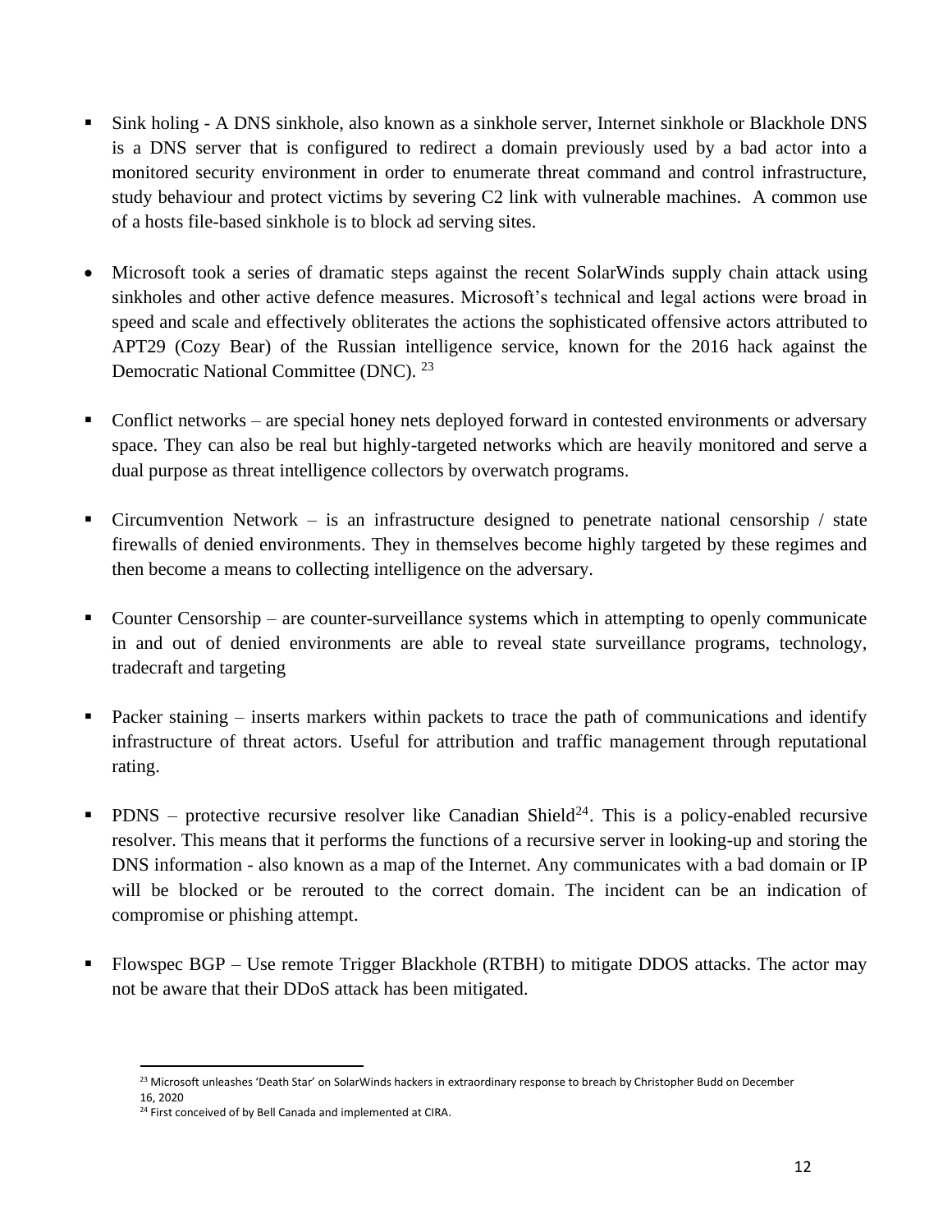- Sink holing - A DNS sinkhole, also known as a sinkhole server, Internet sinkhole or Blackhole DNS is a DNS server that is configured to redirect a domain previously used by a bad actor into a monitored security environment in order to enumerate threat command and control infrastructure, study behaviour and protect victims by severing C2 link with vulnerable machines. A common use of a hosts file-based sinkhole is to block ad serving sites.

- Microsoft took a series of dramatic steps against the recent SolarWinds supply chain attack using sinkholes and other active defence measures. Microsoft's technical and legal actions were broad in speed and scale and effectively obliterates the actions the sophisticated offensive actors attributed to APT29 (Cozy Bear) of the Russian intelligence service, known for the 2016 hack against the Democratic National Committee (DNC). [23]

- Conflict networks – are special honey nets deployed forward in contested environments or adversary space. They can also be real but highly-targeted networks which are heavily monitored and serve a dual purpose as threat intelligence collectors by overwatch programs.

- Circumvention Network – is an infrastructure designed to penetrate national censorship / state firewalls of denied environments. They in themselves become highly targeted by these regimes and then become a means to collecting intelligence on the adversary.

- Counter Censorship – are counter-surveillance systems which in attempting to openly communicate in and out of denied environments are able to reveal state surveillance programs, technology, tradecraft and targeting

- Packer staining – inserts markers within packets to trace the path of communications and identify infrastructure of threat actors. Useful for attribution and traffic management through reputational rating.

- PDNS – protective recursive resolver like Canadian Shield[24]. This is a policy-enabled recursive resolver. This means that it performs the functions of a recursive server in looking-up and storing the DNS information - also known as a map of the Internet. Any communicates with a bad domain or IP will be blocked or be rerouted to the correct domain. The incident can be an indication of compromise or phishing attempt.

- Flowspec BGP – Use remote Trigger Blackhole (RTBH) to mitigate DDOS attacks. The actor may not be aware that their DDoS attack has been mitigated.

---

[23] Microsoft unleashes 'Death Star' on SolarWinds hackers in extraordinary response to breach by Christopher Budd on December 16, 2020

[24] First conceived of by Bell Canada and implemented at CIRA.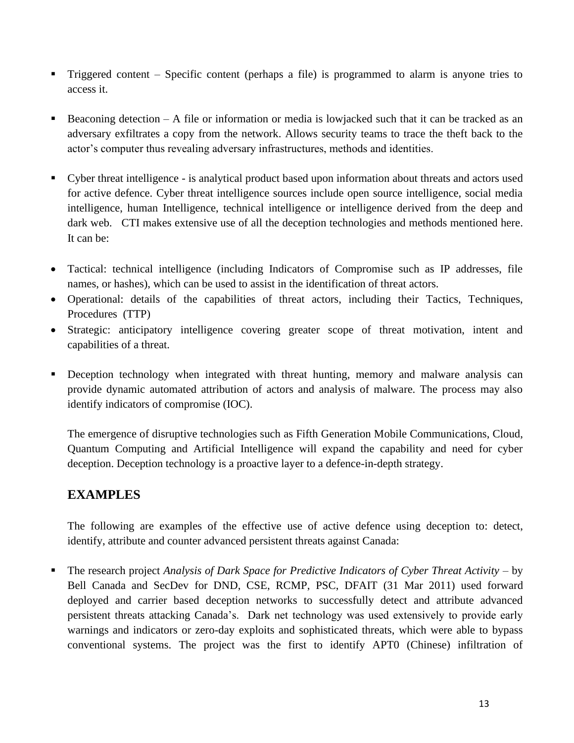- Triggered content – Specific content (perhaps a file) is programmed to alarm is anyone tries to access it.

- Beaconing detection – A file or information or media is lowjacked such that it can be tracked as an adversary exfiltrates a copy from the network. Allows security teams to trace the theft back to the actor's computer thus revealing adversary infrastructures, methods and identities.

- Cyber threat intelligence - is analytical product based upon information about threats and actors used for active defence. Cyber threat intelligence sources include open source intelligence, social media intelligence, human Intelligence, technical intelligence or intelligence derived from the deep and dark web. CTI makes extensive use of all the deception technologies and methods mentioned here. It can be:

- Tactical: technical intelligence (including Indicators of Compromise such as IP addresses, file names, or hashes), which can be used to assist in the identification of threat actors.
- Operational: details of the capabilities of threat actors, including their Tactics, Techniques, Procedures (TTP)
- Strategic: anticipatory intelligence covering greater scope of threat motivation, intent and capabilities of a threat.

- Deception technology when integrated with threat hunting, memory and malware analysis can provide dynamic automated attribution of actors and analysis of malware. The process may also identify indicators of compromise (IOC).

The emergence of disruptive technologies such as Fifth Generation Mobile Communications, Cloud, Quantum Computing and Artificial Intelligence will expand the capability and need for cyber deception. Deception technology is a proactive layer to a defence-in-depth strategy.

## EXAMPLES

The following are examples of the effective use of active defence using deception to: detect, identify, attribute and counter advanced persistent threats against Canada:

- The research project *Analysis of Dark Space for Predictive Indicators of Cyber Threat Activity* – by Bell Canada and SecDev for DND, CSE, RCMP, PSC, DFAIT (31 Mar 2011) used forward deployed and carrier based deception networks to successfully detect and attribute advanced persistent threats attacking Canada's. Dark net technology was used extensively to provide early warnings and indicators or zero-day exploits and sophisticated threats, which were able to bypass conventional systems. The project was the first to identify APT0 (Chinese) infiltration of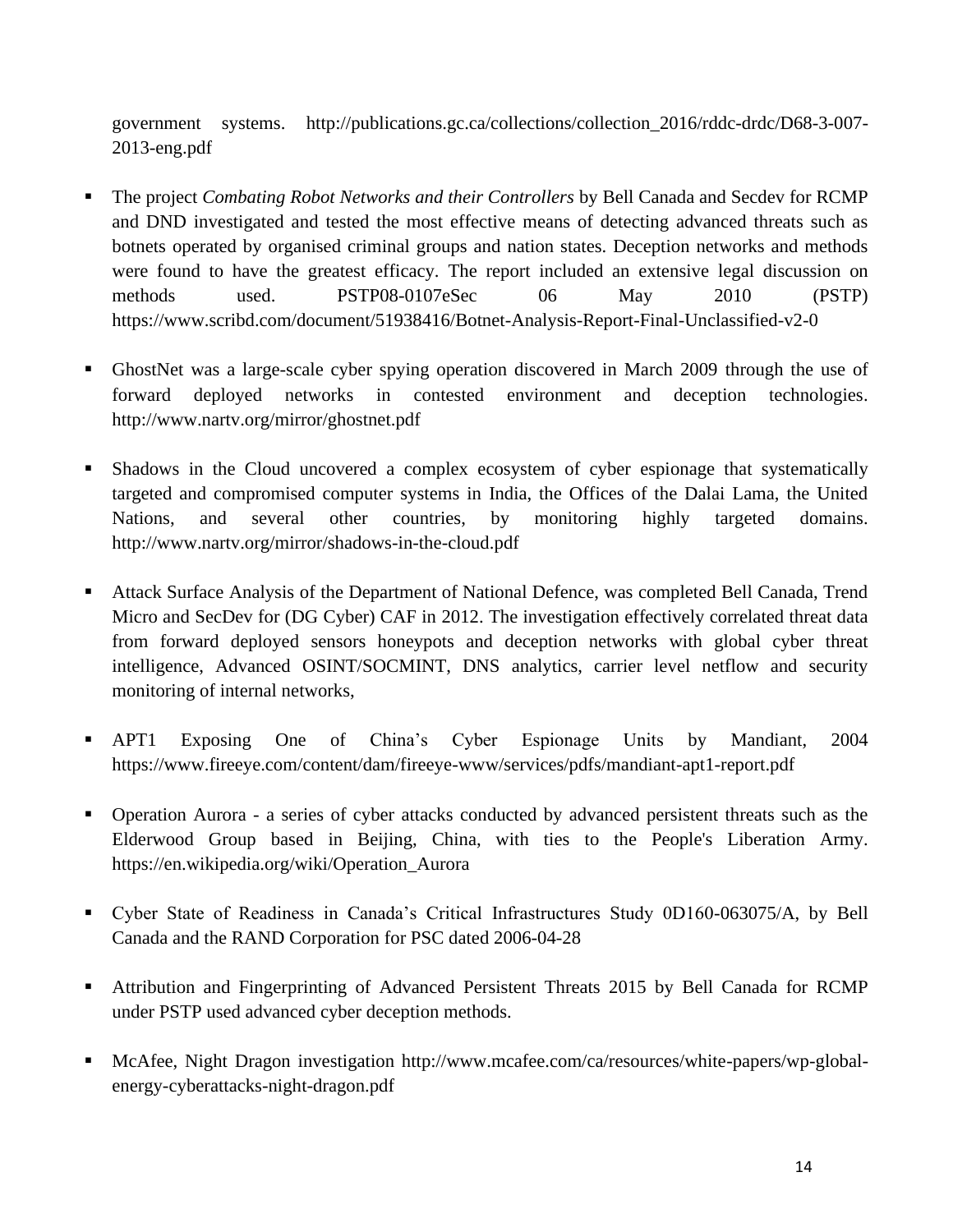government systems. http://publications.gc.ca/collections/collection_2016/rddc-drdc/D68-3-007-2013-eng.pdf

- The project *Combating Robot Networks and their Controllers* by Bell Canada and Secdev for RCMP and DND investigated and tested the most effective means of detecting advanced threats such as botnets operated by organised criminal groups and nation states. Deception networks and methods were found to have the greatest efficacy. The report included an extensive legal discussion on methods used. PSTP08-0107eSec 06 May 2010 (PSTP) https://www.scribd.com/document/51938416/Botnet-Analysis-Report-Final-Unclassified-v2-0

- GhostNet was a large-scale cyber spying operation discovered in March 2009 through the use of forward deployed networks in contested environment and deception technologies. http://www.nartv.org/mirror/ghostnet.pdf

- Shadows in the Cloud uncovered a complex ecosystem of cyber espionage that systematically targeted and compromised computer systems in India, the Offices of the Dalai Lama, the United Nations, and several other countries, by monitoring highly targeted domains. http://www.nartv.org/mirror/shadows-in-the-cloud.pdf

- Attack Surface Analysis of the Department of National Defence, was completed Bell Canada, Trend Micro and SecDev for (DG Cyber) CAF in 2012. The investigation effectively correlated threat data from forward deployed sensors honeypots and deception networks with global cyber threat intelligence, Advanced OSINT/SOCMINT, DNS analytics, carrier level netflow and security monitoring of internal networks,

- APT1 Exposing One of China's Cyber Espionage Units by Mandiant, 2004 https://www.fireeye.com/content/dam/fireeye-www/services/pdfs/mandiant-apt1-report.pdf

- Operation Aurora - a series of cyber attacks conducted by advanced persistent threats such as the Elderwood Group based in Beijing, China, with ties to the People's Liberation Army. https://en.wikipedia.org/wiki/Operation_Aurora

- Cyber State of Readiness in Canada's Critical Infrastructures Study 0D160-063075/A, by Bell Canada and the RAND Corporation for PSC dated 2006-04-28

- Attribution and Fingerprinting of Advanced Persistent Threats 2015 by Bell Canada for RCMP under PSTP used advanced cyber deception methods.

- McAfee, Night Dragon investigation http://www.mcafee.com/ca/resources/white-papers/wp-global-energy-cyberattacks-night-dragon.pdf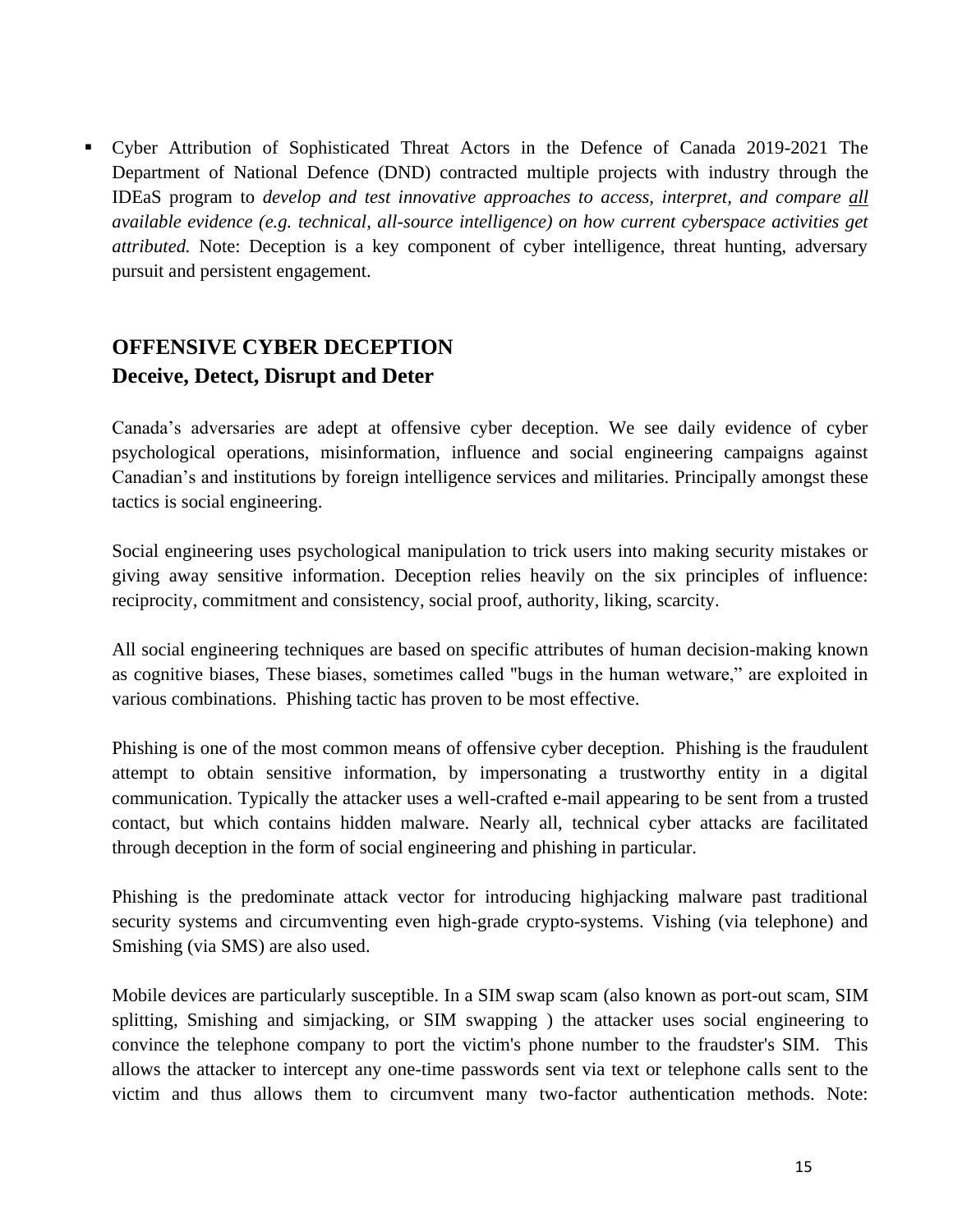- Cyber Attribution of Sophisticated Threat Actors in the Defence of Canada 2019-2021 The Department of National Defence (DND) contracted multiple projects with industry through the IDEaS program to *develop and test innovative approaches to access, interpret, and compare <u>all</u> available evidence (e.g. technical, all-source intelligence) on how current cyberspace activities get attributed.* Note: Deception is a key component of cyber intelligence, threat hunting, adversary pursuit and persistent engagement.

## OFFENSIVE CYBER DECEPTION
### Deceive, Detect, Disrupt and Deter

Canada's adversaries are adept at offensive cyber deception. We see daily evidence of cyber psychological operations, misinformation, influence and social engineering campaigns against Canadian's and institutions by foreign intelligence services and militaries. Principally amongst these tactics is social engineering.

Social engineering uses psychological manipulation to trick users into making security mistakes or giving away sensitive information. Deception relies heavily on the six principles of influence: reciprocity, commitment and consistency, social proof, authority, liking, scarcity.

All social engineering techniques are based on specific attributes of human decision-making known as cognitive biases, These biases, sometimes called "bugs in the human wetware," are exploited in various combinations. Phishing tactic has proven to be most effective.

Phishing is one of the most common means of offensive cyber deception. Phishing is the fraudulent attempt to obtain sensitive information, by impersonating a trustworthy entity in a digital communication. Typically the attacker uses a well-crafted e-mail appearing to be sent from a trusted contact, but which contains hidden malware. Nearly all, technical cyber attacks are facilitated through deception in the form of social engineering and phishing in particular.

Phishing is the predominate attack vector for introducing highjacking malware past traditional security systems and circumventing even high-grade crypto-systems. Vishing (via telephone) and Smishing (via SMS) are also used.

Mobile devices are particularly susceptible. In a SIM swap scam (also known as port-out scam, SIM splitting, Smishing and simjacking, or SIM swapping ) the attacker uses social engineering to convince the telephone company to port the victim's phone number to the fraudster's SIM. This allows the attacker to intercept any one-time passwords sent via text or telephone calls sent to the victim and thus allows them to circumvent many two-factor authentication methods. Note: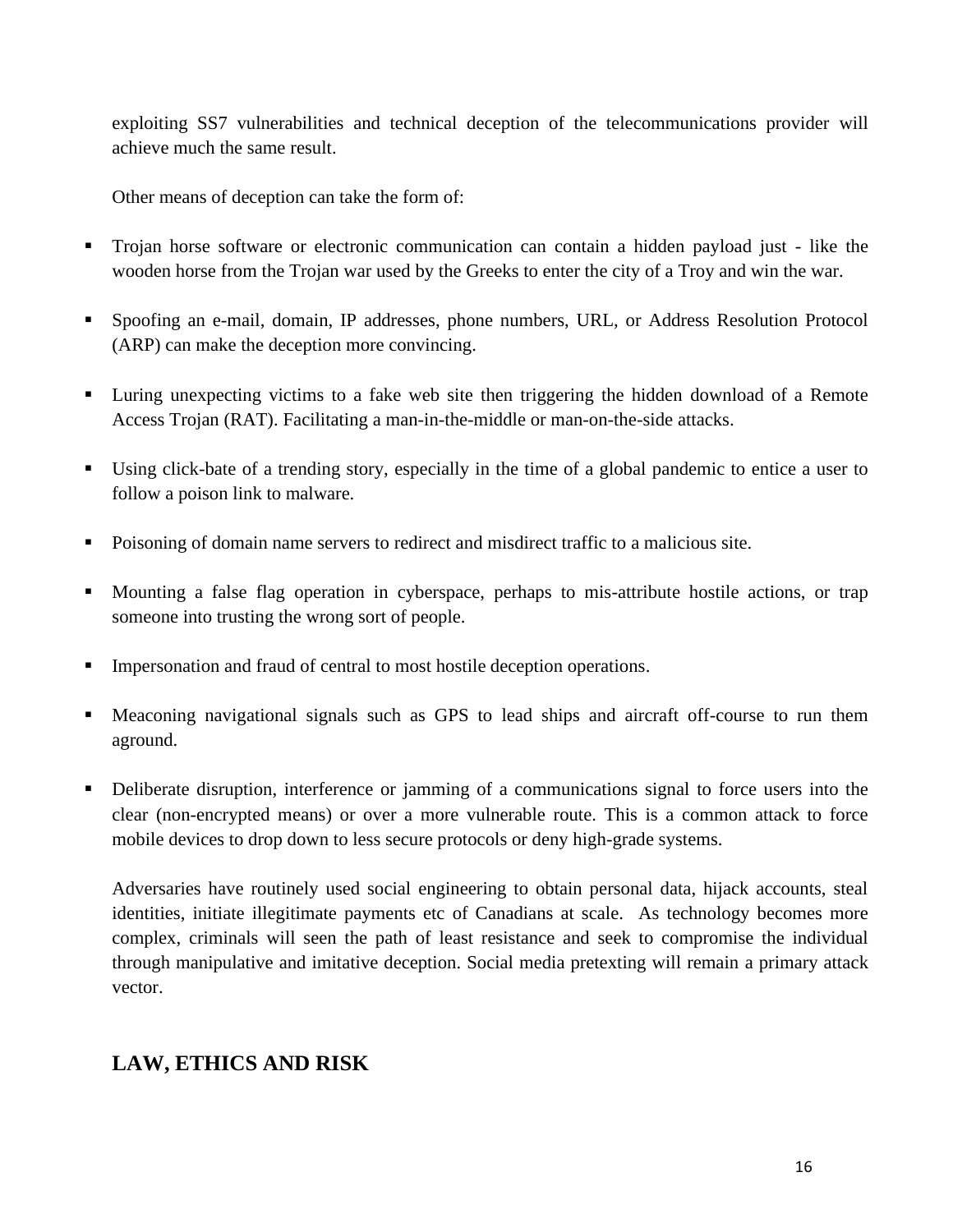exploiting SS7 vulnerabilities and technical deception of the telecommunications provider will achieve much the same result.

Other means of deception can take the form of:

- Trojan horse software or electronic communication can contain a hidden payload just - like the wooden horse from the Trojan war used by the Greeks to enter the city of a Troy and win the war.
- Spoofing an e-mail, domain, IP addresses, phone numbers, URL, or Address Resolution Protocol (ARP) can make the deception more convincing.
- Luring unexpecting victims to a fake web site then triggering the hidden download of a Remote Access Trojan (RAT). Facilitating a man-in-the-middle or man-on-the-side attacks.
- Using click-bate of a trending story, especially in the time of a global pandemic to entice a user to follow a poison link to malware.
- Poisoning of domain name servers to redirect and misdirect traffic to a malicious site.
- Mounting a false flag operation in cyberspace, perhaps to mis-attribute hostile actions, or trap someone into trusting the wrong sort of people.
- Impersonation and fraud of central to most hostile deception operations.
- Meaconing navigational signals such as GPS to lead ships and aircraft off-course to run them aground.
- Deliberate disruption, interference or jamming of a communications signal to force users into the clear (non-encrypted means) or over a more vulnerable route. This is a common attack to force mobile devices to drop down to less secure protocols or deny high-grade systems.

Adversaries have routinely used social engineering to obtain personal data, hijack accounts, steal identities, initiate illegitimate payments etc of Canadians at scale. As technology becomes more complex, criminals will seen the path of least resistance and seek to compromise the individual through manipulative and imitative deception. Social media pretexting will remain a primary attack vector.

## LAW, ETHICS AND RISK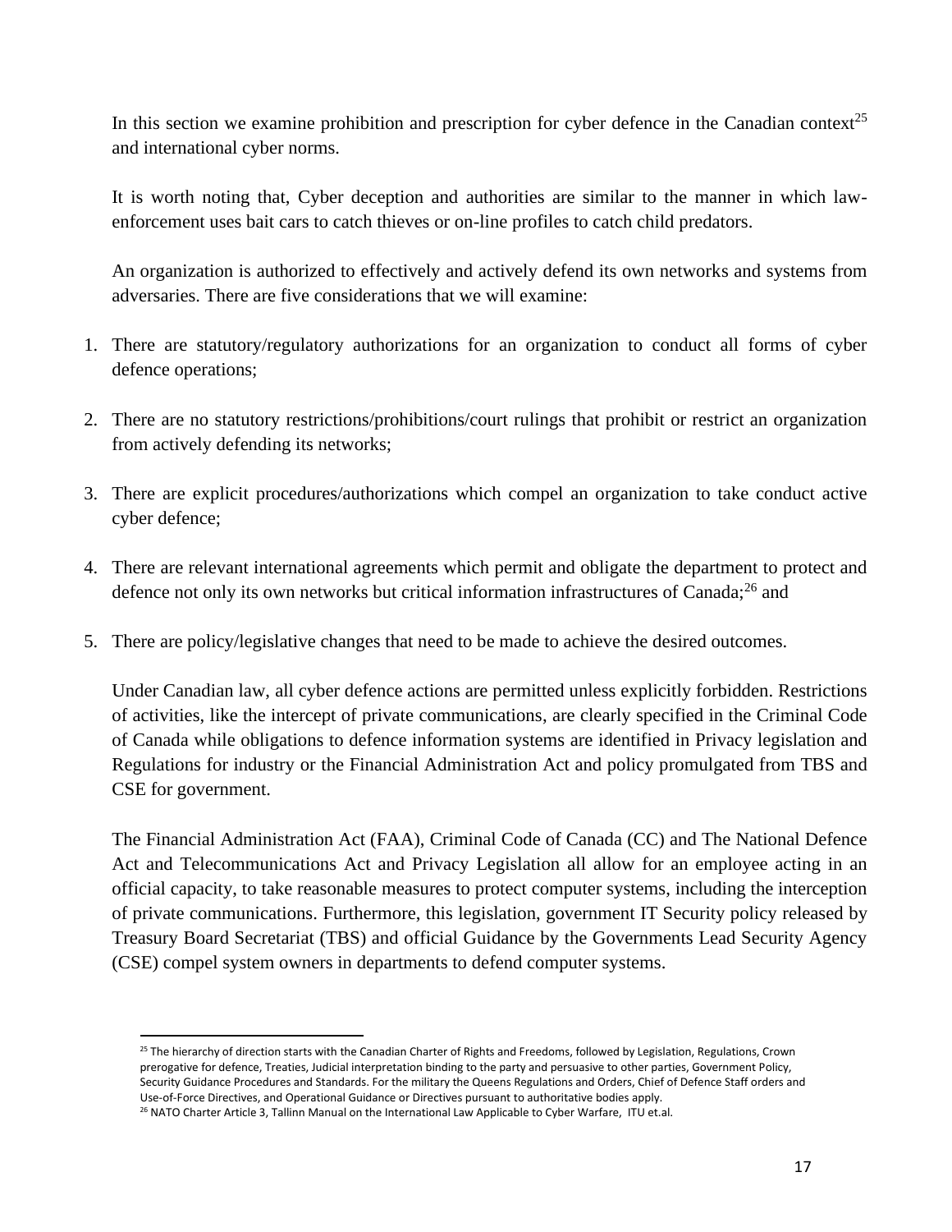In this section we examine prohibition and prescription for cyber defence in the Canadian context[25] and international cyber norms.

It is worth noting that, Cyber deception and authorities are similar to the manner in which law-enforcement uses bait cars to catch thieves or on-line profiles to catch child predators.

An organization is authorized to effectively and actively defend its own networks and systems from adversaries. There are five considerations that we will examine:

1. There are statutory/regulatory authorizations for an organization to conduct all forms of cyber defence operations;
2. There are no statutory restrictions/prohibitions/court rulings that prohibit or restrict an organization from actively defending its networks;
3. There are explicit procedures/authorizations which compel an organization to take conduct active cyber defence;
4. There are relevant international agreements which permit and obligate the department to protect and defence not only its own networks but critical information infrastructures of Canada;[26] and
5. There are policy/legislative changes that need to be made to achieve the desired outcomes.

Under Canadian law, all cyber defence actions are permitted unless explicitly forbidden. Restrictions of activities, like the intercept of private communications, are clearly specified in the Criminal Code of Canada while obligations to defence information systems are identified in Privacy legislation and Regulations for industry or the Financial Administration Act and policy promulgated from TBS and CSE for government.

The Financial Administration Act (FAA), Criminal Code of Canada (CC) and The National Defence Act and Telecommunications Act and Privacy Legislation all allow for an employee acting in an official capacity, to take reasonable measures to protect computer systems, including the interception of private communications. Furthermore, this legislation, government IT Security policy released by Treasury Board Secretariat (TBS) and official Guidance by the Governments Lead Security Agency (CSE) compel system owners in departments to defend computer systems.

[25] The hierarchy of direction starts with the Canadian Charter of Rights and Freedoms, followed by Legislation, Regulations, Crown prerogative for defence, Treaties, Judicial interpretation binding to the party and persuasive to other parties, Government Policy, Security Guidance Procedures and Standards. For the military the Queens Regulations and Orders, Chief of Defence Staff orders and Use-of-Force Directives, and Operational Guidance or Directives pursuant to authoritative bodies apply.

[26] NATO Charter Article 3, Tallinn Manual on the International Law Applicable to Cyber Warfare, ITU et.al.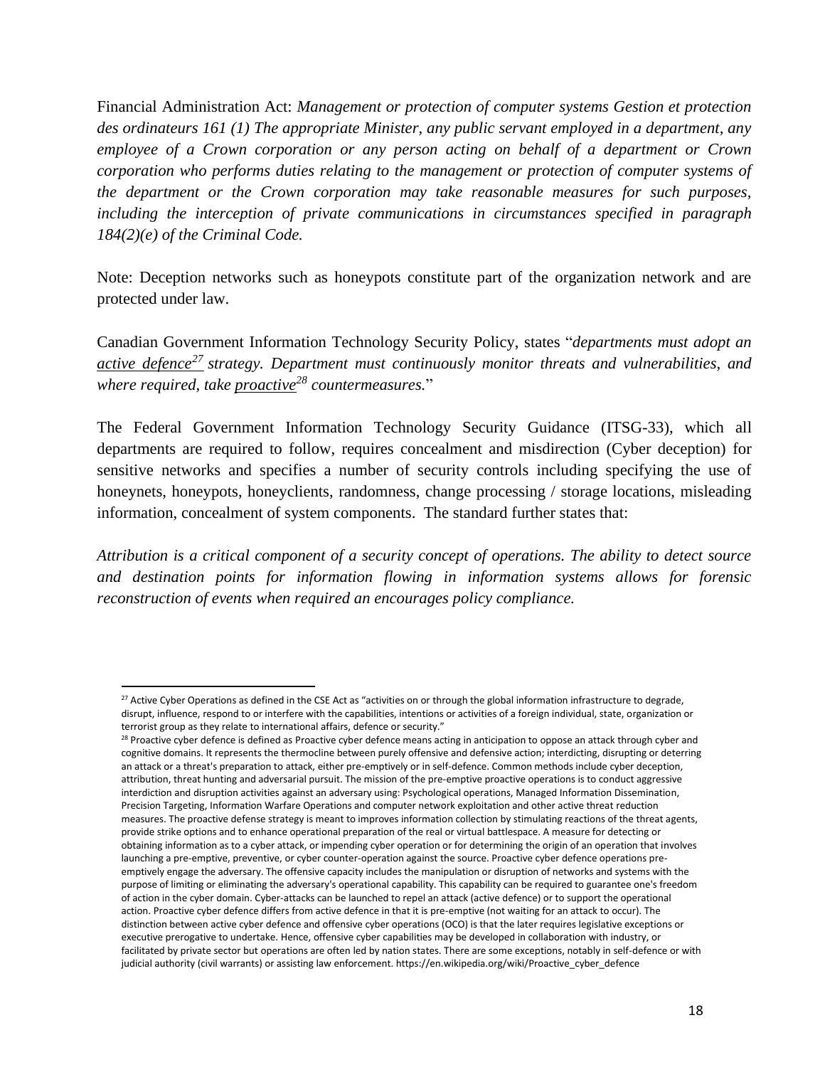Financial Administration Act: *Management or protection of computer systems Gestion et protection des ordinateurs 161 (1) The appropriate Minister, any public servant employed in a department, any employee of a Crown corporation or any person acting on behalf of a department or Crown corporation who performs duties relating to the management or protection of computer systems of the department or the Crown corporation may take reasonable measures for such purposes, including the interception of private communications in circumstances specified in paragraph 184(2)(e) of the Criminal Code.*

Note: Deception networks such as honeypots constitute part of the organization network and are protected under law.

Canadian Government Information Technology Security Policy, states "*departments must adopt an active defence[27] strategy. Department must continuously monitor threats and vulnerabilities, and where required, take proactive[28] countermeasures.*"

The Federal Government Information Technology Security Guidance (ITSG-33), which all departments are required to follow, requires concealment and misdirection (Cyber deception) for sensitive networks and specifies a number of security controls including specifying the use of honeynets, honeypots, honeyclients, randomness, change processing / storage locations, misleading information, concealment of system components. The standard further states that:

*Attribution is a critical component of a security concept of operations. The ability to detect source and destination points for information flowing in information systems allows for forensic reconstruction of events when required an encourages policy compliance.*

---

[27] Active Cyber Operations as defined in the CSE Act as "activities on or through the global information infrastructure to degrade, disrupt, influence, respond to or interfere with the capabilities, intentions or activities of a foreign individual, state, organization or terrorist group as they relate to international affairs, defence or security."

[28] Proactive cyber defence is defined as Proactive cyber defence means acting in anticipation to oppose an attack through cyber and cognitive domains. It represents the thermocline between purely offensive and defensive action; interdicting, disrupting or deterring an attack or a threat's preparation to attack, either pre-emptively or in self-defence. Common methods include cyber deception, attribution, threat hunting and adversarial pursuit. The mission of the pre-emptive proactive operations is to conduct aggressive interdiction and disruption activities against an adversary using: Psychological operations, Managed Information Dissemination, Precision Targeting, Information Warfare Operations and computer network exploitation and other active threat reduction measures. The proactive defense strategy is meant to improves information collection by stimulating reactions of the threat agents, provide strike options and to enhance operational preparation of the real or virtual battlespace. A measure for detecting or obtaining information as to a cyber attack, or impending cyber operation or for determining the origin of an operation that involves launching a pre-emptive, preventive, or cyber counter-operation against the source. Proactive cyber defence operations pre-emptively engage the adversary. The offensive capacity includes the manipulation or disruption of networks and systems with the purpose of limiting or eliminating the adversary's operational capability. This capability can be required to guarantee one's freedom of action in the cyber domain. Cyber-attacks can be launched to repel an attack (active defence) or to support the operational action. Proactive cyber defence differs from active defence in that it is pre-emptive (not waiting for an attack to occur). The distinction between active cyber defence and offensive cyber operations (OCO) is that the later requires legislative exceptions or executive prerogative to undertake. Hence, offensive cyber capabilities may be developed in collaboration with industry, or facilitated by private sector but operations are often led by nation states. There are some exceptions, notably in self-defence or with judicial authority (civil warrants) or assisting law enforcement. https://en.wikipedia.org/wiki/Proactive_cyber_defence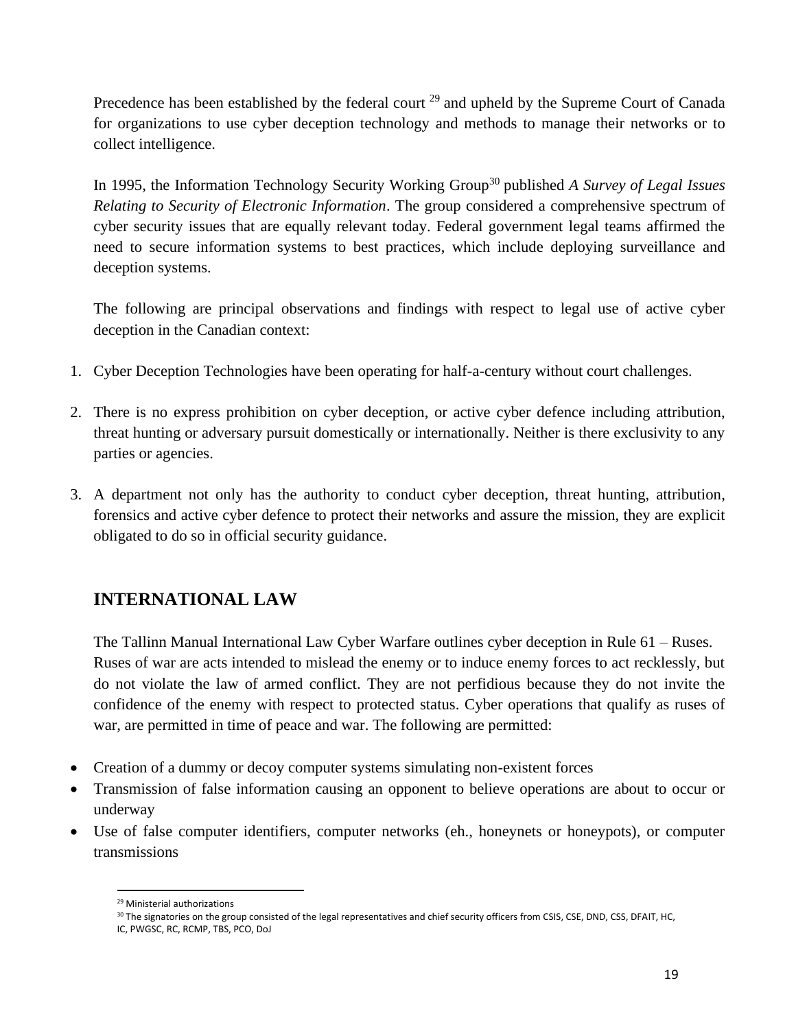Precedence has been established by the federal court [29] and upheld by the Supreme Court of Canada for organizations to use cyber deception technology and methods to manage their networks or to collect intelligence.

In 1995, the Information Technology Security Working Group[30] published *A Survey of Legal Issues Relating to Security of Electronic Information*. The group considered a comprehensive spectrum of cyber security issues that are equally relevant today. Federal government legal teams affirmed the need to secure information systems to best practices, which include deploying surveillance and deception systems.

The following are principal observations and findings with respect to legal use of active cyber deception in the Canadian context:

1. Cyber Deception Technologies have been operating for half-a-century without court challenges.
2. There is no express prohibition on cyber deception, or active cyber defence including attribution, threat hunting or adversary pursuit domestically or internationally. Neither is there exclusivity to any parties or agencies.
3. A department not only has the authority to conduct cyber deception, threat hunting, attribution, forensics and active cyber defence to protect their networks and assure the mission, they are explicit obligated to do so in official security guidance.

## INTERNATIONAL LAW

The Tallinn Manual International Law Cyber Warfare outlines cyber deception in Rule 61 – Ruses. Ruses of war are acts intended to mislead the enemy or to induce enemy forces to act recklessly, but do not violate the law of armed conflict. They are not perfidious because they do not invite the confidence of the enemy with respect to protected status. Cyber operations that qualify as ruses of war, are permitted in time of peace and war. The following are permitted:

- Creation of a dummy or decoy computer systems simulating non-existent forces
- Transmission of false information causing an opponent to believe operations are about to occur or underway
- Use of false computer identifiers, computer networks (eh., honeynets or honeypots), or computer transmissions

[29] Ministerial authorizations

[30] The signatories on the group consisted of the legal representatives and chief security officers from CSIS, CSE, DND, CSS, DFAIT, HC, IC, PWGSC, RC, RCMP, TBS, PCO, DoJ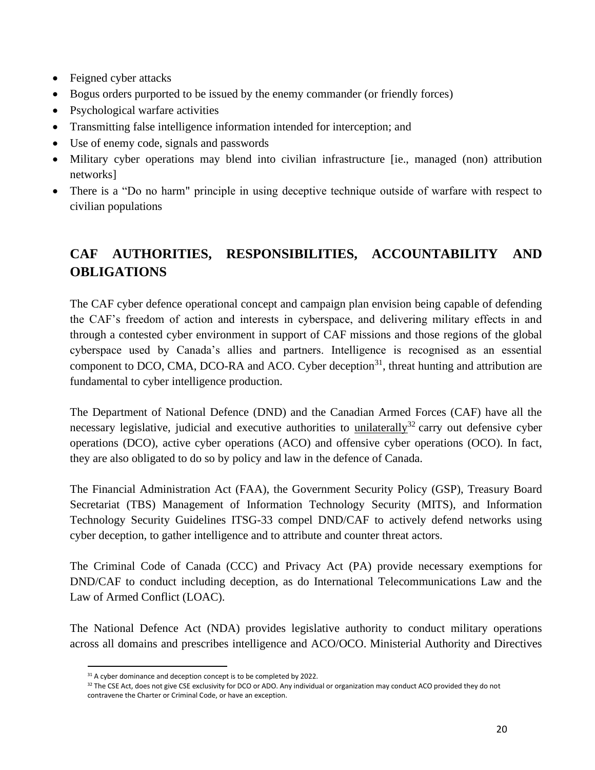- Feigned cyber attacks
- Bogus orders purported to be issued by the enemy commander (or friendly forces)
- Psychological warfare activities
- Transmitting false intelligence information intended for interception; and
- Use of enemy code, signals and passwords
- Military cyber operations may blend into civilian infrastructure [ie., managed (non) attribution networks]
- There is a "Do no harm" principle in using deceptive technique outside of warfare with respect to civilian populations

## CAF AUTHORITIES, RESPONSIBILITIES, ACCOUNTABILITY AND OBLIGATIONS

The CAF cyber defence operational concept and campaign plan envision being capable of defending the CAF's freedom of action and interests in cyberspace, and delivering military effects in and through a contested cyber environment in support of CAF missions and those regions of the global cyberspace used by Canada's allies and partners. Intelligence is recognised as an essential component to DCO, CMA, DCO-RA and ACO. Cyber deception[31], threat hunting and attribution are fundamental to cyber intelligence production.

The Department of National Defence (DND) and the Canadian Armed Forces (CAF) have all the necessary legislative, judicial and executive authorities to <u>unilaterally</u>[32] carry out defensive cyber operations (DCO), active cyber operations (ACO) and offensive cyber operations (OCO). In fact, they are also obligated to do so by policy and law in the defence of Canada.

The Financial Administration Act (FAA), the Government Security Policy (GSP), Treasury Board Secretariat (TBS) Management of Information Technology Security (MITS), and Information Technology Security Guidelines ITSG-33 compel DND/CAF to actively defend networks using cyber deception, to gather intelligence and to attribute and counter threat actors.

The Criminal Code of Canada (CCC) and Privacy Act (PA) provide necessary exemptions for DND/CAF to conduct including deception, as do International Telecommunications Law and the Law of Armed Conflict (LOAC).

The National Defence Act (NDA) provides legislative authority to conduct military operations across all domains and prescribes intelligence and ACO/OCO. Ministerial Authority and Directives

[31] A cyber dominance and deception concept is to be completed by 2022.

[32] The CSE Act, does not give CSE exclusivity for DCO or ADO. Any individual or organization may conduct ACO provided they do not contravene the Charter or Criminal Code, or have an exception.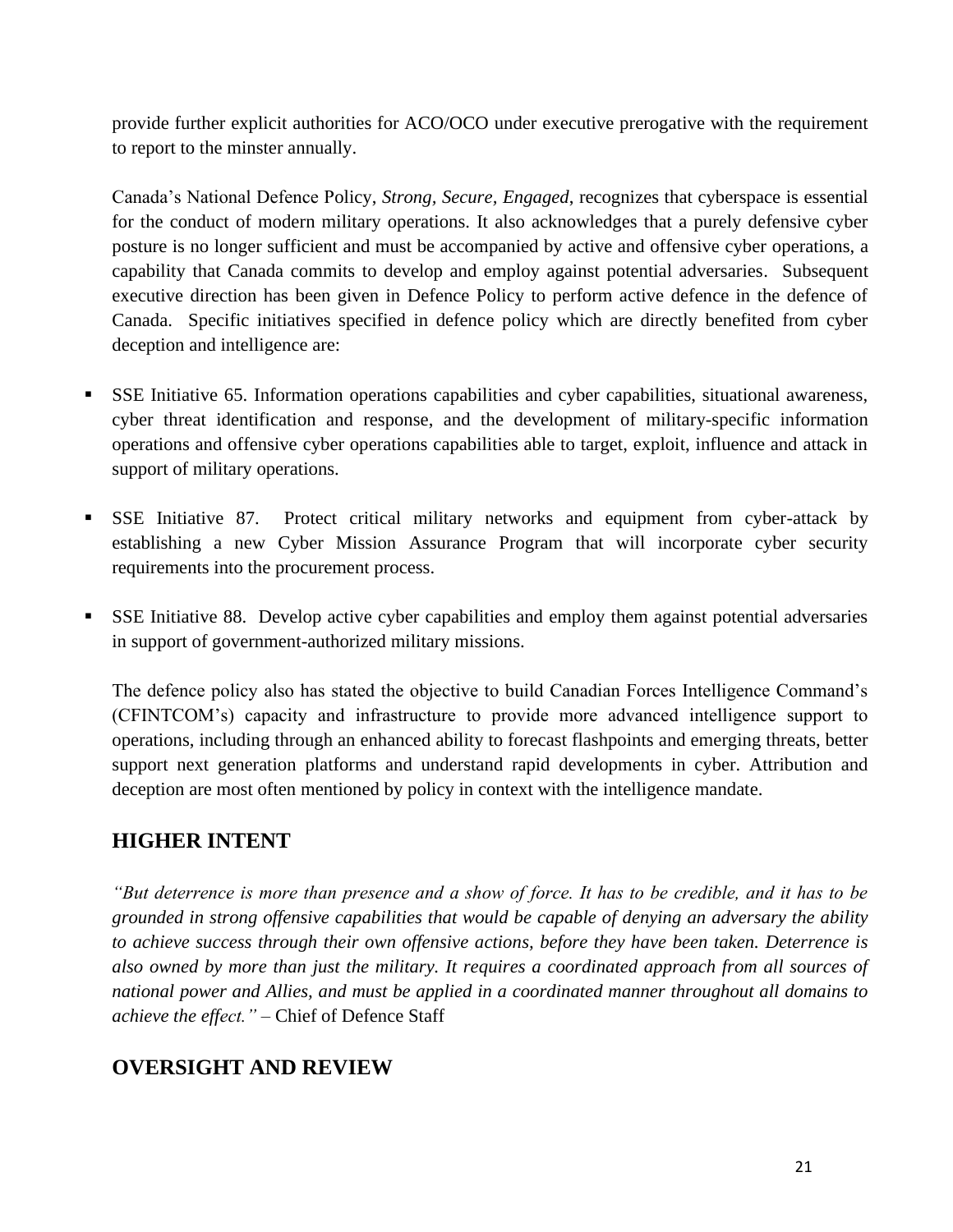provide further explicit authorities for ACO/OCO under executive prerogative with the requirement to report to the minster annually.

Canada's National Defence Policy, *Strong, Secure, Engaged*, recognizes that cyberspace is essential for the conduct of modern military operations. It also acknowledges that a purely defensive cyber posture is no longer sufficient and must be accompanied by active and offensive cyber operations, a capability that Canada commits to develop and employ against potential adversaries. Subsequent executive direction has been given in Defence Policy to perform active defence in the defence of Canada. Specific initiatives specified in defence policy which are directly benefited from cyber deception and intelligence are:

- SSE Initiative 65. Information operations capabilities and cyber capabilities, situational awareness, cyber threat identification and response, and the development of military-specific information operations and offensive cyber operations capabilities able to target, exploit, influence and attack in support of military operations.

- SSE Initiative 87. Protect critical military networks and equipment from cyber-attack by establishing a new Cyber Mission Assurance Program that will incorporate cyber security requirements into the procurement process.

- SSE Initiative 88. Develop active cyber capabilities and employ them against potential adversaries in support of government-authorized military missions.

The defence policy also has stated the objective to build Canadian Forces Intelligence Command's (CFINTCOM's) capacity and infrastructure to provide more advanced intelligence support to operations, including through an enhanced ability to forecast flashpoints and emerging threats, better support next generation platforms and understand rapid developments in cyber. Attribution and deception are most often mentioned by policy in context with the intelligence mandate.

## HIGHER INTENT

*"But deterrence is more than presence and a show of force. It has to be credible, and it has to be grounded in strong offensive capabilities that would be capable of denying an adversary the ability to achieve success through their own offensive actions, before they have been taken. Deterrence is also owned by more than just the military. It requires a coordinated approach from all sources of national power and Allies, and must be applied in a coordinated manner throughout all domains to achieve the effect."* – Chief of Defence Staff

## OVERSIGHT AND REVIEW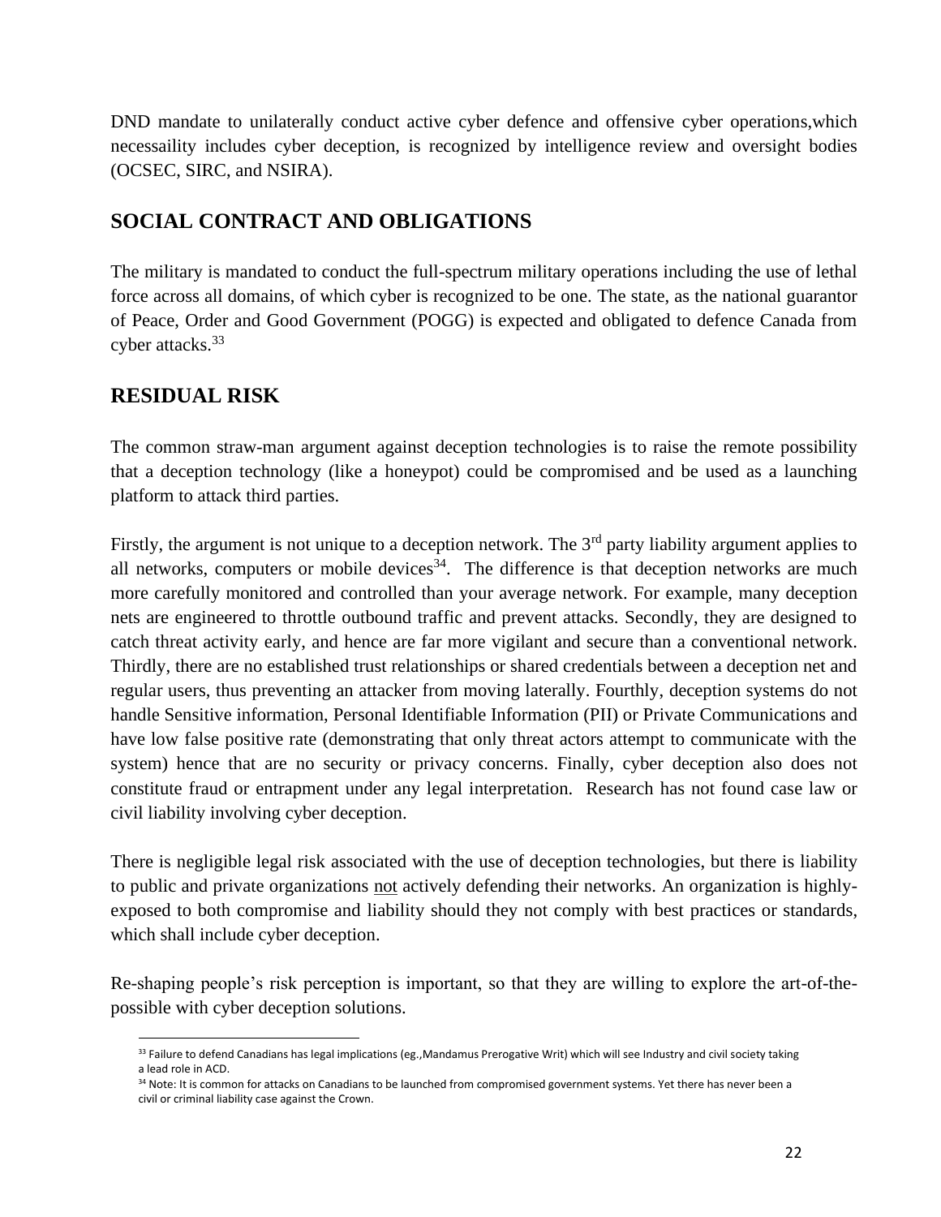DND mandate to unilaterally conduct active cyber defence and offensive cyber operations,which necessaility includes cyber deception, is recognized by intelligence review and oversight bodies (OCSEC, SIRC, and NSIRA).

## SOCIAL CONTRACT AND OBLIGATIONS

The military is mandated to conduct the full-spectrum military operations including the use of lethal force across all domains, of which cyber is recognized to be one. The state, as the national guarantor of Peace, Order and Good Government (POGG) is expected and obligated to defence Canada from cyber attacks.[33]

## RESIDUAL RISK

The common straw-man argument against deception technologies is to raise the remote possibility that a deception technology (like a honeypot) could be compromised and be used as a launching platform to attack third parties.

Firstly, the argument is not unique to a deception network. The 3rd party liability argument applies to all networks, computers or mobile devices[34]. The difference is that deception networks are much more carefully monitored and controlled than your average network. For example, many deception nets are engineered to throttle outbound traffic and prevent attacks. Secondly, they are designed to catch threat activity early, and hence are far more vigilant and secure than a conventional network. Thirdly, there are no established trust relationships or shared credentials between a deception net and regular users, thus preventing an attacker from moving laterally. Fourthly, deception systems do not handle Sensitive information, Personal Identifiable Information (PII) or Private Communications and have low false positive rate (demonstrating that only threat actors attempt to communicate with the system) hence that are no security or privacy concerns. Finally, cyber deception also does not constitute fraud or entrapment under any legal interpretation. Research has not found case law or civil liability involving cyber deception.

There is negligible legal risk associated with the use of deception technologies, but there is liability to public and private organizations not actively defending their networks. An organization is highly-exposed to both compromise and liability should they not comply with best practices or standards, which shall include cyber deception.

Re-shaping people's risk perception is important, so that they are willing to explore the art-of-the-possible with cyber deception solutions.

[33] Failure to defend Canadians has legal implications (eg.,Mandamus Prerogative Writ) which will see Industry and civil society taking a lead role in ACD.

[34] Note: It is common for attacks on Canadians to be launched from compromised government systems. Yet there has never been a civil or criminal liability case against the Crown.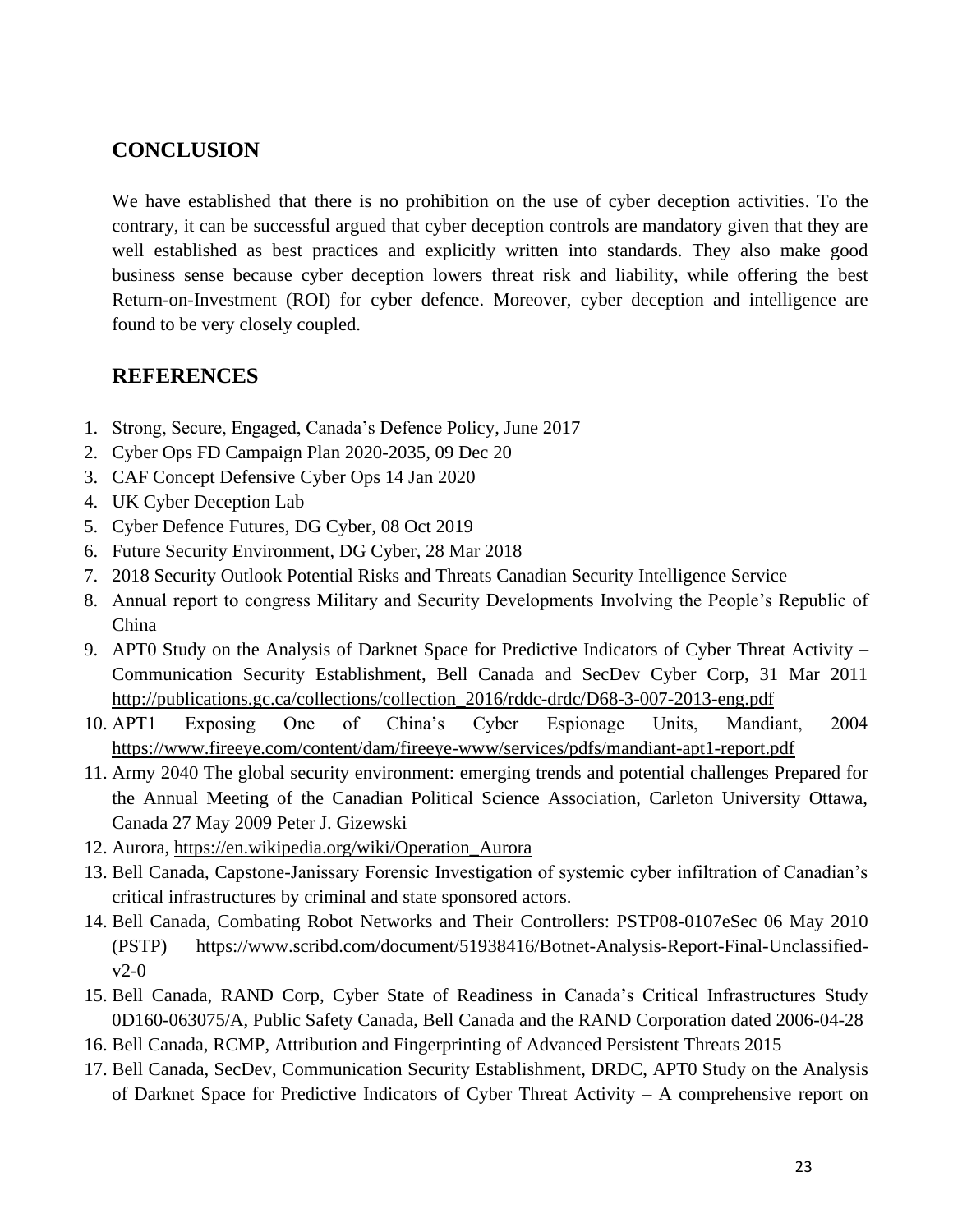## CONCLUSION

We have established that there is no prohibition on the use of cyber deception activities. To the contrary, it can be successful argued that cyber deception controls are mandatory given that they are well established as best practices and explicitly written into standards. They also make good business sense because cyber deception lowers threat risk and liability, while offering the best Return-on-Investment (ROI) for cyber defence. Moreover, cyber deception and intelligence are found to be very closely coupled.

## REFERENCES

1. Strong, Secure, Engaged, Canada's Defence Policy, June 2017
2. Cyber Ops FD Campaign Plan 2020-2035, 09 Dec 20
3. CAF Concept Defensive Cyber Ops 14 Jan 2020
4. UK Cyber Deception Lab
5. Cyber Defence Futures, DG Cyber, 08 Oct 2019
6. Future Security Environment, DG Cyber, 28 Mar 2018
7. 2018 Security Outlook Potential Risks and Threats Canadian Security Intelligence Service
8. Annual report to congress Military and Security Developments Involving the People's Republic of China
9. APT0 Study on the Analysis of Darknet Space for Predictive Indicators of Cyber Threat Activity – Communication Security Establishment, Bell Canada and SecDev Cyber Corp, 31 Mar 2011 http://publications.gc.ca/collections/collection_2016/rddc-drdc/D68-3-007-2013-eng.pdf
10. APT1 Exposing One of China's Cyber Espionage Units, Mandiant, 2004 https://www.fireeye.com/content/dam/fireeye-www/services/pdfs/mandiant-apt1-report.pdf
11. Army 2040 The global security environment: emerging trends and potential challenges Prepared for the Annual Meeting of the Canadian Political Science Association, Carleton University Ottawa, Canada 27 May 2009 Peter J. Gizewski
12. Aurora, https://en.wikipedia.org/wiki/Operation_Aurora
13. Bell Canada, Capstone-Janissary Forensic Investigation of systemic cyber infiltration of Canadian's critical infrastructures by criminal and state sponsored actors.
14. Bell Canada, Combating Robot Networks and Their Controllers: PSTP08-0107eSec 06 May 2010 (PSTP) https://www.scribd.com/document/51938416/Botnet-Analysis-Report-Final-Unclassified-v2-0
15. Bell Canada, RAND Corp, Cyber State of Readiness in Canada's Critical Infrastructures Study 0D160-063075/A, Public Safety Canada, Bell Canada and the RAND Corporation dated 2006-04-28
16. Bell Canada, RCMP, Attribution and Fingerprinting of Advanced Persistent Threats 2015
17. Bell Canada, SecDev, Communication Security Establishment, DRDC, APT0 Study on the Analysis of Darknet Space for Predictive Indicators of Cyber Threat Activity – A comprehensive report on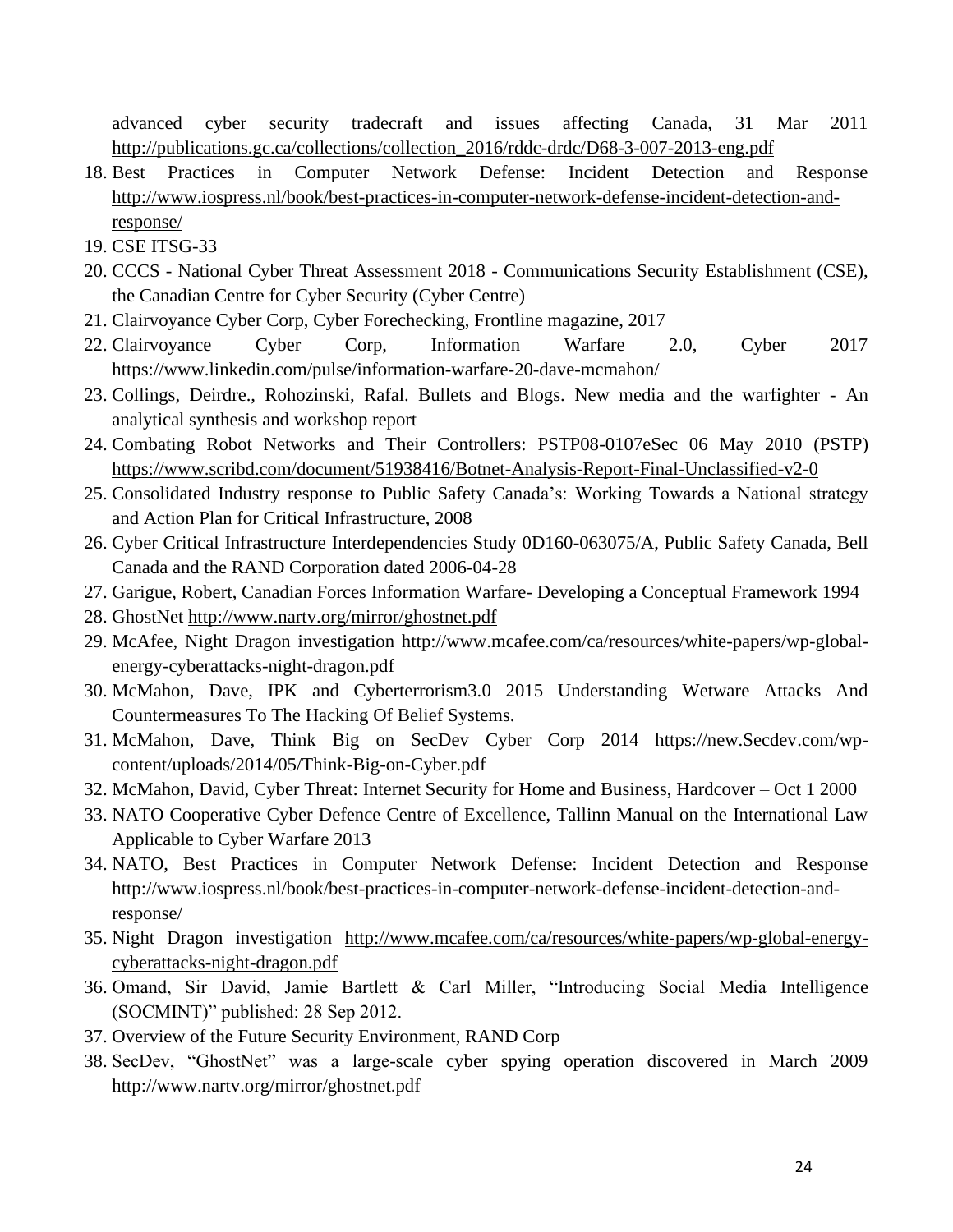advanced cyber security tradecraft and issues affecting Canada, 31 Mar 2011 http://publications.gc.ca/collections/collection_2016/rddc-drdc/D68-3-007-2013-eng.pdf

18. Best Practices in Computer Network Defense: Incident Detection and Response http://www.iospress.nl/book/best-practices-in-computer-network-defense-incident-detection-and-response/
19. CSE ITSG-33
20. CCCS - National Cyber Threat Assessment 2018 - Communications Security Establishment (CSE), the Canadian Centre for Cyber Security (Cyber Centre)
21. Clairvoyance Cyber Corp, Cyber Forechecking, Frontline magazine, 2017
22. Clairvoyance Cyber Corp, Information Warfare 2.0, Cyber 2017 https://www.linkedin.com/pulse/information-warfare-20-dave-mcmahon/
23. Collings, Deirdre., Rohozinski, Rafal. Bullets and Blogs. New media and the warfighter - An analytical synthesis and workshop report
24. Combating Robot Networks and Their Controllers: PSTP08-0107eSec 06 May 2010 (PSTP) https://www.scribd.com/document/51938416/Botnet-Analysis-Report-Final-Unclassified-v2-0
25. Consolidated Industry response to Public Safety Canada's: Working Towards a National strategy and Action Plan for Critical Infrastructure, 2008
26. Cyber Critical Infrastructure Interdependencies Study 0D160-063075/A, Public Safety Canada, Bell Canada and the RAND Corporation dated 2006-04-28
27. Garigue, Robert, Canadian Forces Information Warfare- Developing a Conceptual Framework 1994
28. GhostNet http://www.nartv.org/mirror/ghostnet.pdf
29. McAfee, Night Dragon investigation http://www.mcafee.com/ca/resources/white-papers/wp-global-energy-cyberattacks-night-dragon.pdf
30. McMahon, Dave, IPK and Cyberterrorism3.0 2015 Understanding Wetware Attacks And Countermeasures To The Hacking Of Belief Systems.
31. McMahon, Dave, Think Big on SecDev Cyber Corp 2014 https://new.Secdev.com/wp-content/uploads/2014/05/Think-Big-on-Cyber.pdf
32. McMahon, David, Cyber Threat: Internet Security for Home and Business, Hardcover – Oct 1 2000
33. NATO Cooperative Cyber Defence Centre of Excellence, Tallinn Manual on the International Law Applicable to Cyber Warfare 2013
34. NATO, Best Practices in Computer Network Defense: Incident Detection and Response http://www.iospress.nl/book/best-practices-in-computer-network-defense-incident-detection-and-response/
35. Night Dragon investigation http://www.mcafee.com/ca/resources/white-papers/wp-global-energy-cyberattacks-night-dragon.pdf
36. Omand, Sir David, Jamie Bartlett & Carl Miller, "Introducing Social Media Intelligence (SOCMINT)" published: 28 Sep 2012.
37. Overview of the Future Security Environment, RAND Corp
38. SecDev, "GhostNet" was a large-scale cyber spying operation discovered in March 2009 http://www.nartv.org/mirror/ghostnet.pdf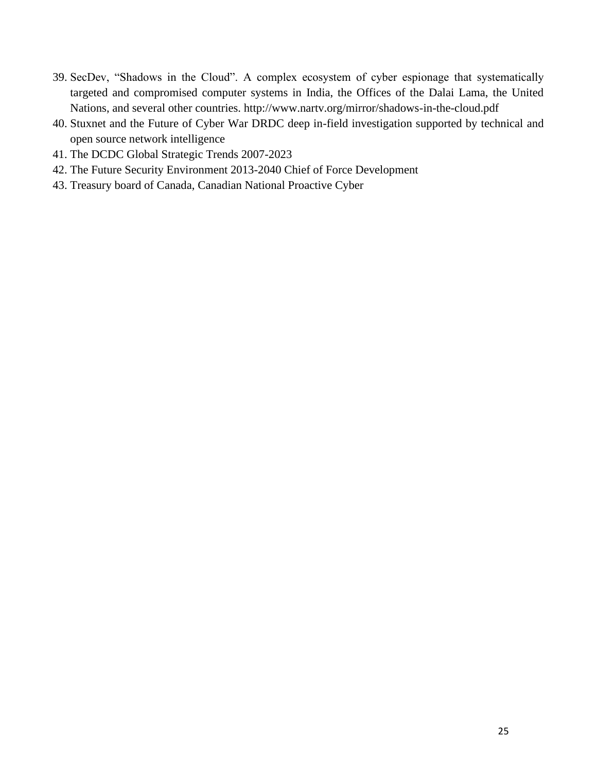39. SecDev, “Shadows in the Cloud”. A complex ecosystem of cyber espionage that systematically targeted and compromised computer systems in India, the Offices of the Dalai Lama, the United Nations, and several other countries. http://www.nartv.org/mirror/shadows-in-the-cloud.pdf
40. Stuxnet and the Future of Cyber War DRDC deep in-field investigation supported by technical and open source network intelligence
41. The DCDC Global Strategic Trends 2007-2023
42. The Future Security Environment 2013-2040 Chief of Force Development
43. Treasury board of Canada, Canadian National Proactive Cyber